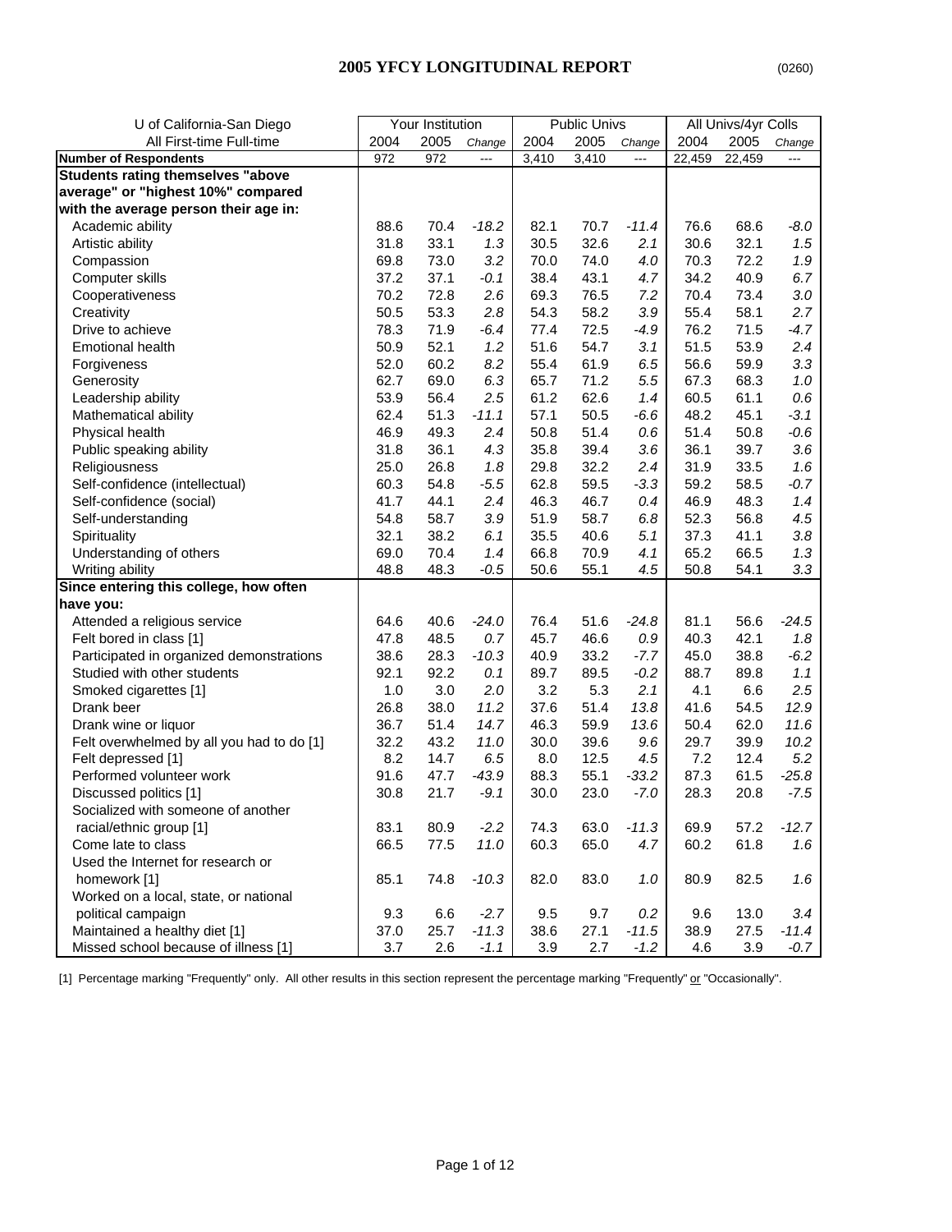# 2005 YFCY LONGITUDINAL REPORT

(0260)

| U of California-San Diego | Your Institution | | | Public Univs | | | All Univs/4yr Colls | | |
|---|---|---|---|---|---|---|---|---|---|
| All First-time Full-time | 2004 | 2005 | *Change* | 2004 | 2005 | *Change* | 2004 | 2005 | *Change* |
| **Number of Respondents** | 972 | 972 | --- | 3,410 | 3,410 | --- | 22,459 | 22,459 | --- |
| **Students rating themselves "above average" or "highest 10%" compared with the average person their age in:** | | | | | | | | | |
| Academic ability | 88.6 | 70.4 | *-18.2* | 82.1 | 70.7 | *-11.4* | 76.6 | 68.6 | *-8.0* |
| Artistic ability | 31.8 | 33.1 | *1.3* | 30.5 | 32.6 | *2.1* | 30.6 | 32.1 | *1.5* |
| Compassion | 69.8 | 73.0 | *3.2* | 70.0 | 74.0 | *4.0* | 70.3 | 72.2 | *1.9* |
| Computer skills | 37.2 | 37.1 | *-0.1* | 38.4 | 43.1 | *4.7* | 34.2 | 40.9 | *6.7* |
| Cooperativeness | 70.2 | 72.8 | *2.6* | 69.3 | 76.5 | *7.2* | 70.4 | 73.4 | *3.0* |
| Creativity | 50.5 | 53.3 | *2.8* | 54.3 | 58.2 | *3.9* | 55.4 | 58.1 | *2.7* |
| Drive to achieve | 78.3 | 71.9 | *-6.4* | 77.4 | 72.5 | *-4.9* | 76.2 | 71.5 | *-4.7* |
| Emotional health | 50.9 | 52.1 | *1.2* | 51.6 | 54.7 | *3.1* | 51.5 | 53.9 | *2.4* |
| Forgiveness | 52.0 | 60.2 | *8.2* | 55.4 | 61.9 | *6.5* | 56.6 | 59.9 | *3.3* |
| Generosity | 62.7 | 69.0 | *6.3* | 65.7 | 71.2 | *5.5* | 67.3 | 68.3 | *1.0* |
| Leadership ability | 53.9 | 56.4 | *2.5* | 61.2 | 62.6 | *1.4* | 60.5 | 61.1 | *0.6* |
| Mathematical ability | 62.4 | 51.3 | *-11.1* | 57.1 | 50.5 | *-6.6* | 48.2 | 45.1 | *-3.1* |
| Physical health | 46.9 | 49.3 | *2.4* | 50.8 | 51.4 | *0.6* | 51.4 | 50.8 | *-0.6* |
| Public speaking ability | 31.8 | 36.1 | *4.3* | 35.8 | 39.4 | *3.6* | 36.1 | 39.7 | *3.6* |
| Religiousness | 25.0 | 26.8 | *1.8* | 29.8 | 32.2 | *2.4* | 31.9 | 33.5 | *1.6* |
| Self-confidence (intellectual) | 60.3 | 54.8 | *-5.5* | 62.8 | 59.5 | *-3.3* | 59.2 | 58.5 | *-0.7* |
| Self-confidence (social) | 41.7 | 44.1 | *2.4* | 46.3 | 46.7 | *0.4* | 46.9 | 48.3 | *1.4* |
| Self-understanding | 54.8 | 58.7 | *3.9* | 51.9 | 58.7 | *6.8* | 52.3 | 56.8 | *4.5* |
| Spirituality | 32.1 | 38.2 | *6.1* | 35.5 | 40.6 | *5.1* | 37.3 | 41.1 | *3.8* |
| Understanding of others | 69.0 | 70.4 | *1.4* | 66.8 | 70.9 | *4.1* | 65.2 | 66.5 | *1.3* |
| Writing ability | 48.8 | 48.3 | *-0.5* | 50.6 | 55.1 | *4.5* | 50.8 | 54.1 | *3.3* |
| **Since entering this college, how often have you:** | | | | | | | | | |
| Attended a religious service | 64.6 | 40.6 | *-24.0* | 76.4 | 51.6 | *-24.8* | 81.1 | 56.6 | *-24.5* |
| Felt bored in class [1] | 47.8 | 48.5 | *0.7* | 45.7 | 46.6 | *0.9* | 40.3 | 42.1 | *1.8* |
| Participated in organized demonstrations | 38.6 | 28.3 | *-10.3* | 40.9 | 33.2 | *-7.7* | 45.0 | 38.8 | *-6.2* |
| Studied with other students | 92.1 | 92.2 | *0.1* | 89.7 | 89.5 | *-0.2* | 88.7 | 89.8 | *1.1* |
| Smoked cigarettes [1] | 1.0 | 3.0 | *2.0* | 3.2 | 5.3 | *2.1* | 4.1 | 6.6 | *2.5* |
| Drank beer | 26.8 | 38.0 | *11.2* | 37.6 | 51.4 | *13.8* | 41.6 | 54.5 | *12.9* |
| Drank wine or liquor | 36.7 | 51.4 | *14.7* | 46.3 | 59.9 | *13.6* | 50.4 | 62.0 | *11.6* |
| Felt overwhelmed by all you had to do [1] | 32.2 | 43.2 | *11.0* | 30.0 | 39.6 | *9.6* | 29.7 | 39.9 | *10.2* |
| Felt depressed [1] | 8.2 | 14.7 | *6.5* | 8.0 | 12.5 | *4.5* | 7.2 | 12.4 | *5.2* |
| Performed volunteer work | 91.6 | 47.7 | *-43.9* | 88.3 | 55.1 | *-33.2* | 87.3 | 61.5 | *-25.8* |
| Discussed politics [1] | 30.8 | 21.7 | *-9.1* | 30.0 | 23.0 | *-7.0* | 28.3 | 20.8 | *-7.5* |
| Socialized with someone of another racial/ethnic group [1] | 83.1 | 80.9 | *-2.2* | 74.3 | 63.0 | *-11.3* | 69.9 | 57.2 | *-12.7* |
| Come late to class | 66.5 | 77.5 | *11.0* | 60.3 | 65.0 | *4.7* | 60.2 | 61.8 | *1.6* |
| Used the Internet for research or homework [1] | 85.1 | 74.8 | *-10.3* | 82.0 | 83.0 | *1.0* | 80.9 | 82.5 | *1.6* |
| Worked on a local, state, or national political campaign | 9.3 | 6.6 | *-2.7* | 9.5 | 9.7 | *0.2* | 9.6 | 13.0 | *3.4* |
| Maintained a healthy diet [1] | 37.0 | 25.7 | *-11.3* | 38.6 | 27.1 | *-11.5* | 38.9 | 27.5 | *-11.4* |
| Missed school because of illness [1] | 3.7 | 2.6 | *-1.1* | 3.9 | 2.7 | *-1.2* | 4.6 | 3.9 | *-0.7* |

[1] Percentage marking "Frequently" only. All other results in this section represent the percentage marking "Frequently" or "Occasionally".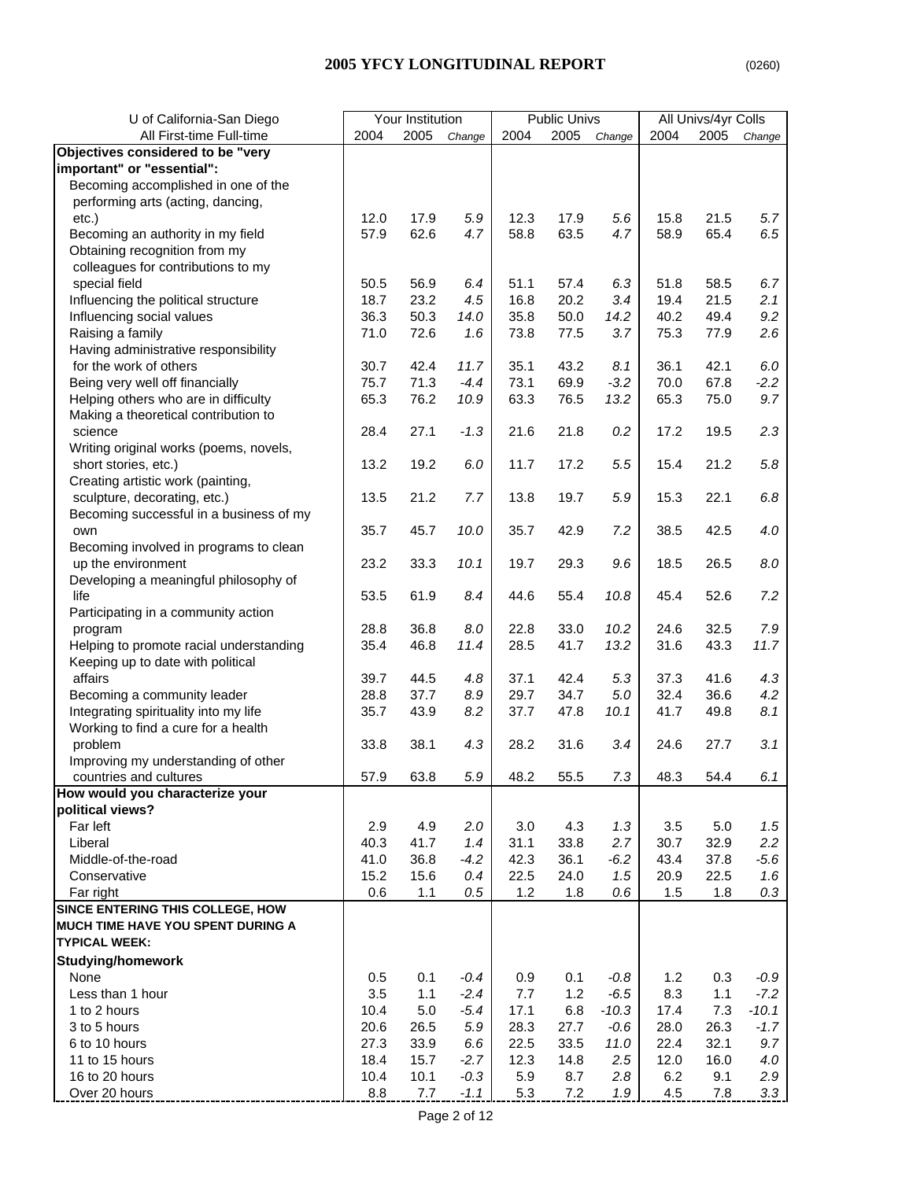# 2005 YFCY LONGITUDINAL REPORT

(0260)

| U of California-San Diego | Your Institution | | | Public Univs | | | All Univs/4yr Colls | | |
|---|---|---|---|---|---|---|---|---|---|
| All First-time Full-time | 2004 | 2005 | *Change* | 2004 | 2005 | *Change* | 2004 | 2005 | *Change* |
| **Objectives considered to be "very important" or "essential":** | | | | | | | | | |
| Becoming accomplished in one of the performing arts (acting, dancing, etc.) | 12.0 | 17.9 | *5.9* | 12.3 | 17.9 | *5.6* | 15.8 | 21.5 | *5.7* |
| Becoming an authority in my field | 57.9 | 62.6 | *4.7* | 58.8 | 63.5 | *4.7* | 58.9 | 65.4 | *6.5* |
| Obtaining recognition from my colleagues for contributions to my special field | 50.5 | 56.9 | *6.4* | 51.1 | 57.4 | *6.3* | 51.8 | 58.5 | *6.7* |
| Influencing the political structure | 18.7 | 23.2 | *4.5* | 16.8 | 20.2 | *3.4* | 19.4 | 21.5 | *2.1* |
| Influencing social values | 36.3 | 50.3 | *14.0* | 35.8 | 50.0 | *14.2* | 40.2 | 49.4 | *9.2* |
| Raising a family | 71.0 | 72.6 | *1.6* | 73.8 | 77.5 | *3.7* | 75.3 | 77.9 | *2.6* |
| Having administrative responsibility for the work of others | 30.7 | 42.4 | *11.7* | 35.1 | 43.2 | *8.1* | 36.1 | 42.1 | *6.0* |
| Being very well off financially | 75.7 | 71.3 | *-4.4* | 73.1 | 69.9 | *-3.2* | 70.0 | 67.8 | *-2.2* |
| Helping others who are in difficulty | 65.3 | 76.2 | *10.9* | 63.3 | 76.5 | *13.2* | 65.3 | 75.0 | *9.7* |
| Making a theoretical contribution to science | 28.4 | 27.1 | *-1.3* | 21.6 | 21.8 | *0.2* | 17.2 | 19.5 | *2.3* |
| Writing original works (poems, novels, short stories, etc.) | 13.2 | 19.2 | *6.0* | 11.7 | 17.2 | *5.5* | 15.4 | 21.2 | *5.8* |
| Creating artistic work (painting, sculpture, decorating, etc.) | 13.5 | 21.2 | *7.7* | 13.8 | 19.7 | *5.9* | 15.3 | 22.1 | *6.8* |
| Becoming successful in a business of my own | 35.7 | 45.7 | *10.0* | 35.7 | 42.9 | *7.2* | 38.5 | 42.5 | *4.0* |
| Becoming involved in programs to clean up the environment | 23.2 | 33.3 | *10.1* | 19.7 | 29.3 | *9.6* | 18.5 | 26.5 | *8.0* |
| Developing a meaningful philosophy of life | 53.5 | 61.9 | *8.4* | 44.6 | 55.4 | *10.8* | 45.4 | 52.6 | *7.2* |
| Participating in a community action program | 28.8 | 36.8 | *8.0* | 22.8 | 33.0 | *10.2* | 24.6 | 32.5 | *7.9* |
| Helping to promote racial understanding | 35.4 | 46.8 | *11.4* | 28.5 | 41.7 | *13.2* | 31.6 | 43.3 | *11.7* |
| Keeping up to date with political affairs | 39.7 | 44.5 | *4.8* | 37.1 | 42.4 | *5.3* | 37.3 | 41.6 | *4.3* |
| Becoming a community leader | 28.8 | 37.7 | *8.9* | 29.7 | 34.7 | *5.0* | 32.4 | 36.6 | *4.2* |
| Integrating spirituality into my life | 35.7 | 43.9 | *8.2* | 37.7 | 47.8 | *10.1* | 41.7 | 49.8 | *8.1* |
| Working to find a cure for a health problem | 33.8 | 38.1 | *4.3* | 28.2 | 31.6 | *3.4* | 24.6 | 27.7 | *3.1* |
| Improving my understanding of other countries and cultures | 57.9 | 63.8 | *5.9* | 48.2 | 55.5 | *7.3* | 48.3 | 54.4 | *6.1* |
| **How would you characterize your political views?** | | | | | | | | | |
| Far left | 2.9 | 4.9 | *2.0* | 3.0 | 4.3 | *1.3* | 3.5 | 5.0 | *1.5* |
| Liberal | 40.3 | 41.7 | *1.4* | 31.1 | 33.8 | *2.7* | 30.7 | 32.9 | *2.2* |
| Middle-of-the-road | 41.0 | 36.8 | *-4.2* | 42.3 | 36.1 | *-6.2* | 43.4 | 37.8 | *-5.6* |
| Conservative | 15.2 | 15.6 | *0.4* | 22.5 | 24.0 | *1.5* | 20.9 | 22.5 | *1.6* |
| Far right | 0.6 | 1.1 | *0.5* | 1.2 | 1.8 | *0.6* | 1.5 | 1.8 | *0.3* |
| **SINCE ENTERING THIS COLLEGE, HOW MUCH TIME HAVE YOU SPENT DURING A TYPICAL WEEK:** | | | | | | | | | |
| **Studying/homework** | | | | | | | | | |
| None | 0.5 | 0.1 | *-0.4* | 0.9 | 0.1 | *-0.8* | 1.2 | 0.3 | *-0.9* |
| Less than 1 hour | 3.5 | 1.1 | *-2.4* | 7.7 | 1.2 | *-6.5* | 8.3 | 1.1 | *-7.2* |
| 1 to 2 hours | 10.4 | 5.0 | *-5.4* | 17.1 | 6.8 | *-10.3* | 17.4 | 7.3 | *-10.1* |
| 3 to 5 hours | 20.6 | 26.5 | *5.9* | 28.3 | 27.7 | *-0.6* | 28.0 | 26.3 | *-1.7* |
| 6 to 10 hours | 27.3 | 33.9 | *6.6* | 22.5 | 33.5 | *11.0* | 22.4 | 32.1 | *9.7* |
| 11 to 15 hours | 18.4 | 15.7 | *-2.7* | 12.3 | 14.8 | *2.5* | 12.0 | 16.0 | *4.0* |
| 16 to 20 hours | 10.4 | 10.1 | *-0.3* | 5.9 | 8.7 | *2.8* | 6.2 | 9.1 | *2.9* |
| Over 20 hours | 8.8 | 7.7 | *-1.1* | 5.3 | 7.2 | *1.9* | 4.5 | 7.8 | *3.3* |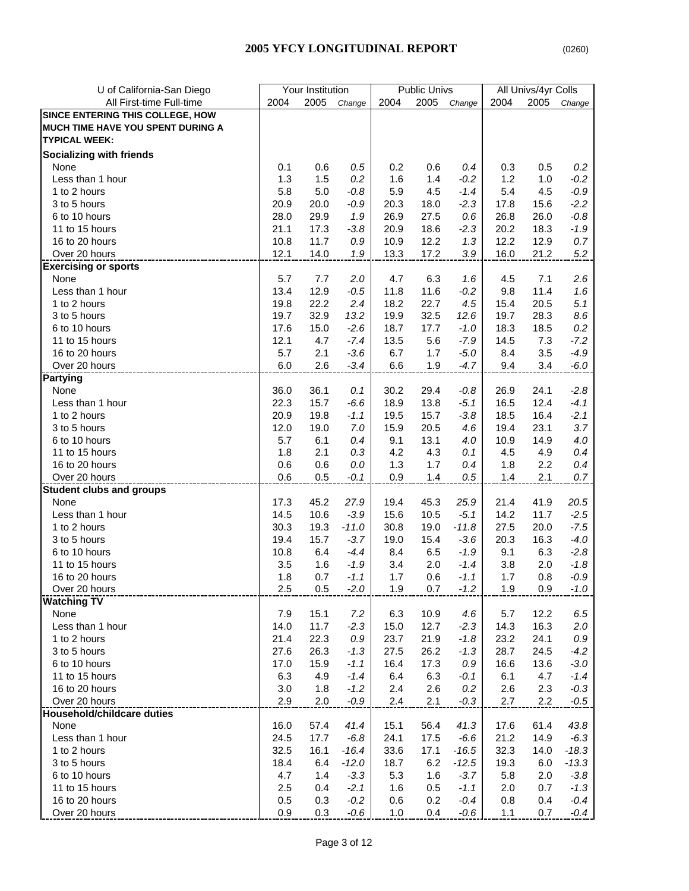# 2005 YFCY LONGITUDINAL REPORT

(0260)

| U of California-San Diego | Your Institution | | | Public Univs | | | All Univs/4yr Colls | | |
|---|---|---|---|---|---|---|---|---|---|
| All First-time Full-time | 2004 | 2005 | *Change* | 2004 | 2005 | *Change* | 2004 | 2005 | *Change* |
| **SINCE ENTERING THIS COLLEGE, HOW MUCH TIME HAVE YOU SPENT DURING A TYPICAL WEEK:** | | | | | | | | | |
| **Socializing with friends** | | | | | | | | | |
| None | 0.1 | 0.6 | *0.5* | 0.2 | 0.6 | *0.4* | 0.3 | 0.5 | *0.2* |
| Less than 1 hour | 1.3 | 1.5 | *0.2* | 1.6 | 1.4 | *-0.2* | 1.2 | 1.0 | *-0.2* |
| 1 to 2 hours | 5.8 | 5.0 | *-0.8* | 5.9 | 4.5 | *-1.4* | 5.4 | 4.5 | *-0.9* |
| 3 to 5 hours | 20.9 | 20.0 | *-0.9* | 20.3 | 18.0 | *-2.3* | 17.8 | 15.6 | *-2.2* |
| 6 to 10 hours | 28.0 | 29.9 | *1.9* | 26.9 | 27.5 | *0.6* | 26.8 | 26.0 | *-0.8* |
| 11 to 15 hours | 21.1 | 17.3 | *-3.8* | 20.9 | 18.6 | *-2.3* | 20.2 | 18.3 | *-1.9* |
| 16 to 20 hours | 10.8 | 11.7 | *0.9* | 10.9 | 12.2 | *1.3* | 12.2 | 12.9 | *0.7* |
| Over 20 hours | 12.1 | 14.0 | *1.9* | 13.3 | 17.2 | *3.9* | 16.0 | 21.2 | *5.2* |
| **Exercising or sports** | | | | | | | | | |
| None | 5.7 | 7.7 | *2.0* | 4.7 | 6.3 | *1.6* | 4.5 | 7.1 | *2.6* |
| Less than 1 hour | 13.4 | 12.9 | *-0.5* | 11.8 | 11.6 | *-0.2* | 9.8 | 11.4 | *1.6* |
| 1 to 2 hours | 19.8 | 22.2 | *2.4* | 18.2 | 22.7 | *4.5* | 15.4 | 20.5 | *5.1* |
| 3 to 5 hours | 19.7 | 32.9 | *13.2* | 19.9 | 32.5 | *12.6* | 19.7 | 28.3 | *8.6* |
| 6 to 10 hours | 17.6 | 15.0 | *-2.6* | 18.7 | 17.7 | *-1.0* | 18.3 | 18.5 | *0.2* |
| 11 to 15 hours | 12.1 | 4.7 | *-7.4* | 13.5 | 5.6 | *-7.9* | 14.5 | 7.3 | *-7.2* |
| 16 to 20 hours | 5.7 | 2.1 | *-3.6* | 6.7 | 1.7 | *-5.0* | 8.4 | 3.5 | *-4.9* |
| Over 20 hours | 6.0 | 2.6 | *-3.4* | 6.6 | 1.9 | *-4.7* | 9.4 | 3.4 | *-6.0* |
| **Partying** | | | | | | | | | |
| None | 36.0 | 36.1 | *0.1* | 30.2 | 29.4 | *-0.8* | 26.9 | 24.1 | *-2.8* |
| Less than 1 hour | 22.3 | 15.7 | *-6.6* | 18.9 | 13.8 | *-5.1* | 16.5 | 12.4 | *-4.1* |
| 1 to 2 hours | 20.9 | 19.8 | *-1.1* | 19.5 | 15.7 | *-3.8* | 18.5 | 16.4 | *-2.1* |
| 3 to 5 hours | 12.0 | 19.0 | *7.0* | 15.9 | 20.5 | *4.6* | 19.4 | 23.1 | *3.7* |
| 6 to 10 hours | 5.7 | 6.1 | *0.4* | 9.1 | 13.1 | *4.0* | 10.9 | 14.9 | *4.0* |
| 11 to 15 hours | 1.8 | 2.1 | *0.3* | 4.2 | 4.3 | *0.1* | 4.5 | 4.9 | *0.4* |
| 16 to 20 hours | 0.6 | 0.6 | *0.0* | 1.3 | 1.7 | *0.4* | 1.8 | 2.2 | *0.4* |
| Over 20 hours | 0.6 | 0.5 | *-0.1* | 0.9 | 1.4 | *0.5* | 1.4 | 2.1 | *0.7* |
| **Student clubs and groups** | | | | | | | | | |
| None | 17.3 | 45.2 | *27.9* | 19.4 | 45.3 | *25.9* | 21.4 | 41.9 | *20.5* |
| Less than 1 hour | 14.5 | 10.6 | *-3.9* | 15.6 | 10.5 | *-5.1* | 14.2 | 11.7 | *-2.5* |
| 1 to 2 hours | 30.3 | 19.3 | *-11.0* | 30.8 | 19.0 | *-11.8* | 27.5 | 20.0 | *-7.5* |
| 3 to 5 hours | 19.4 | 15.7 | *-3.7* | 19.0 | 15.4 | *-3.6* | 20.3 | 16.3 | *-4.0* |
| 6 to 10 hours | 10.8 | 6.4 | *-4.4* | 8.4 | 6.5 | *-1.9* | 9.1 | 6.3 | *-2.8* |
| 11 to 15 hours | 3.5 | 1.6 | *-1.9* | 3.4 | 2.0 | *-1.4* | 3.8 | 2.0 | *-1.8* |
| 16 to 20 hours | 1.8 | 0.7 | *-1.1* | 1.7 | 0.6 | *-1.1* | 1.7 | 0.8 | *-0.9* |
| Over 20 hours | 2.5 | 0.5 | *-2.0* | 1.9 | 0.7 | *-1.2* | 1.9 | 0.9 | *-1.0* |
| **Watching TV** | | | | | | | | | |
| None | 7.9 | 15.1 | *7.2* | 6.3 | 10.9 | *4.6* | 5.7 | 12.2 | *6.5* |
| Less than 1 hour | 14.0 | 11.7 | *-2.3* | 15.0 | 12.7 | *-2.3* | 14.3 | 16.3 | *2.0* |
| 1 to 2 hours | 21.4 | 22.3 | *0.9* | 23.7 | 21.9 | *-1.8* | 23.2 | 24.1 | *0.9* |
| 3 to 5 hours | 27.6 | 26.3 | *-1.3* | 27.5 | 26.2 | *-1.3* | 28.7 | 24.5 | *-4.2* |
| 6 to 10 hours | 17.0 | 15.9 | *-1.1* | 16.4 | 17.3 | *0.9* | 16.6 | 13.6 | *-3.0* |
| 11 to 15 hours | 6.3 | 4.9 | *-1.4* | 6.4 | 6.3 | *-0.1* | 6.1 | 4.7 | *-1.4* |
| 16 to 20 hours | 3.0 | 1.8 | *-1.2* | 2.4 | 2.6 | *0.2* | 2.6 | 2.3 | *-0.3* |
| Over 20 hours | 2.9 | 2.0 | *-0.9* | 2.4 | 2.1 | *-0.3* | 2.7 | 2.2 | *-0.5* |
| **Household/childcare duties** | | | | | | | | | |
| None | 16.0 | 57.4 | *41.4* | 15.1 | 56.4 | *41.3* | 17.6 | 61.4 | *43.8* |
| Less than 1 hour | 24.5 | 17.7 | *-6.8* | 24.1 | 17.5 | *-6.6* | 21.2 | 14.9 | *-6.3* |
| 1 to 2 hours | 32.5 | 16.1 | *-16.4* | 33.6 | 17.1 | *-16.5* | 32.3 | 14.0 | *-18.3* |
| 3 to 5 hours | 18.4 | 6.4 | *-12.0* | 18.7 | 6.2 | *-12.5* | 19.3 | 6.0 | *-13.3* |
| 6 to 10 hours | 4.7 | 1.4 | *-3.3* | 5.3 | 1.6 | *-3.7* | 5.8 | 2.0 | *-3.8* |
| 11 to 15 hours | 2.5 | 0.4 | *-2.1* | 1.6 | 0.5 | *-1.1* | 2.0 | 0.7 | *-1.3* |
| 16 to 20 hours | 0.5 | 0.3 | *-0.2* | 0.6 | 0.2 | *-0.4* | 0.8 | 0.4 | *-0.4* |
| Over 20 hours | 0.9 | 0.3 | *-0.6* | 1.0 | 0.4 | *-0.6* | 1.1 | 0.7 | *-0.4* |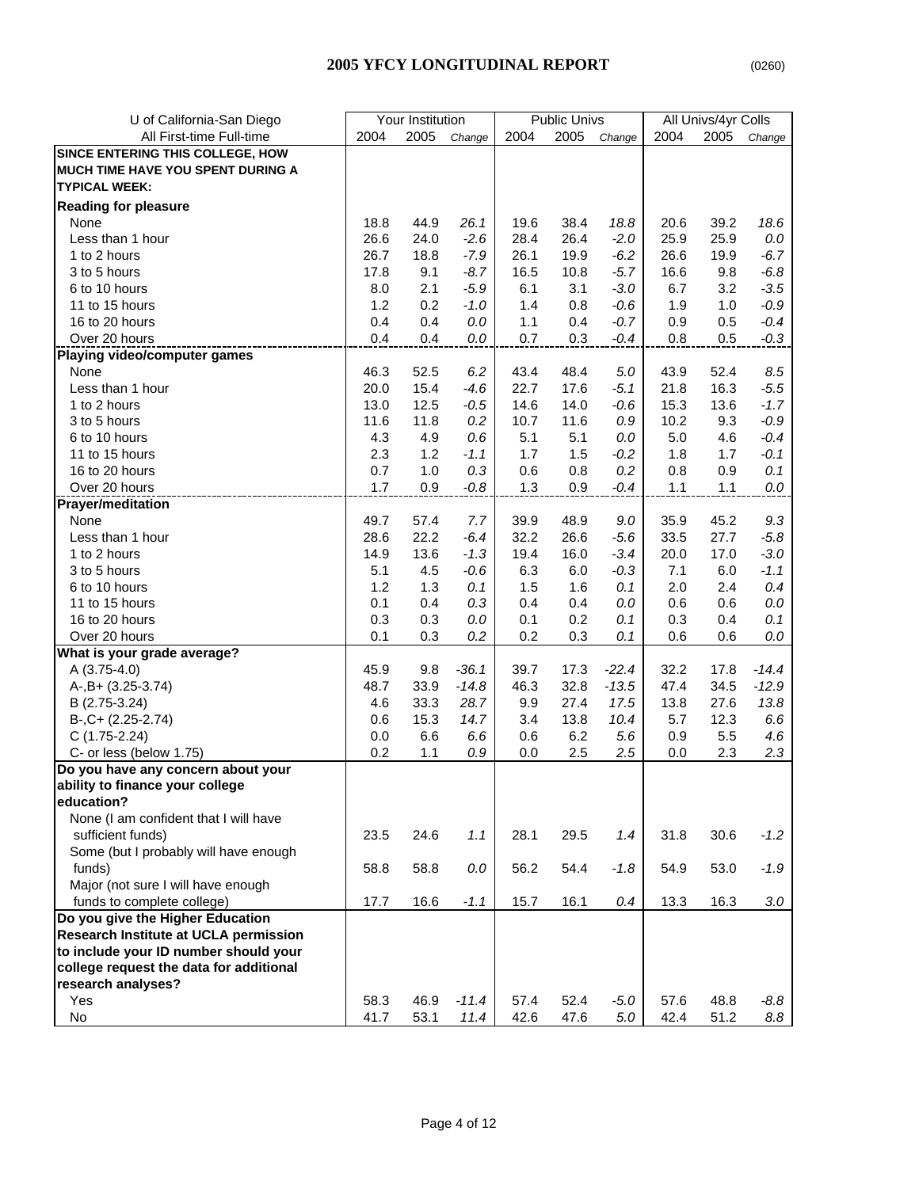# 2005 YFCY LONGITUDINAL REPORT

(0260)

| U of California-San Diego | Your Institution | | | Public Univs | | | All Univs/4yr Colls | | |
|---|---|---|---|---|---|---|---|---|---|
| All First-time Full-time | 2004 | 2005 | *Change* | 2004 | 2005 | *Change* | 2004 | 2005 | *Change* |
| **SINCE ENTERING THIS COLLEGE, HOW MUCH TIME HAVE YOU SPENT DURING A TYPICAL WEEK:** | | | | | | | | | |
| **Reading for pleasure** | | | | | | | | | |
| None | 18.8 | 44.9 | *26.1* | 19.6 | 38.4 | *18.8* | 20.6 | 39.2 | *18.6* |
| Less than 1 hour | 26.6 | 24.0 | *-2.6* | 28.4 | 26.4 | *-2.0* | 25.9 | 25.9 | *0.0* |
| 1 to 2 hours | 26.7 | 18.8 | *-7.9* | 26.1 | 19.9 | *-6.2* | 26.6 | 19.9 | *-6.7* |
| 3 to 5 hours | 17.8 | 9.1 | *-8.7* | 16.5 | 10.8 | *-5.7* | 16.6 | 9.8 | *-6.8* |
| 6 to 10 hours | 8.0 | 2.1 | *-5.9* | 6.1 | 3.1 | *-3.0* | 6.7 | 3.2 | *-3.5* |
| 11 to 15 hours | 1.2 | 0.2 | *-1.0* | 1.4 | 0.8 | *-0.6* | 1.9 | 1.0 | *-0.9* |
| 16 to 20 hours | 0.4 | 0.4 | *0.0* | 1.1 | 0.4 | *-0.7* | 0.9 | 0.5 | *-0.4* |
| Over 20 hours | 0.4 | 0.4 | *0.0* | 0.7 | 0.3 | *-0.4* | 0.8 | 0.5 | *-0.3* |
| **Playing video/computer games** | | | | | | | | | |
| None | 46.3 | 52.5 | *6.2* | 43.4 | 48.4 | *5.0* | 43.9 | 52.4 | *8.5* |
| Less than 1 hour | 20.0 | 15.4 | *-4.6* | 22.7 | 17.6 | *-5.1* | 21.8 | 16.3 | *-5.5* |
| 1 to 2 hours | 13.0 | 12.5 | *-0.5* | 14.6 | 14.0 | *-0.6* | 15.3 | 13.6 | *-1.7* |
| 3 to 5 hours | 11.6 | 11.8 | *0.2* | 10.7 | 11.6 | *0.9* | 10.2 | 9.3 | *-0.9* |
| 6 to 10 hours | 4.3 | 4.9 | *0.6* | 5.1 | 5.1 | *0.0* | 5.0 | 4.6 | *-0.4* |
| 11 to 15 hours | 2.3 | 1.2 | *-1.1* | 1.7 | 1.5 | *-0.2* | 1.8 | 1.7 | *-0.1* |
| 16 to 20 hours | 0.7 | 1.0 | *0.3* | 0.6 | 0.8 | *0.2* | 0.8 | 0.9 | *0.1* |
| Over 20 hours | 1.7 | 0.9 | *-0.8* | 1.3 | 0.9 | *-0.4* | 1.1 | 1.1 | *0.0* |
| **Prayer/meditation** | | | | | | | | | |
| None | 49.7 | 57.4 | *7.7* | 39.9 | 48.9 | *9.0* | 35.9 | 45.2 | *9.3* |
| Less than 1 hour | 28.6 | 22.2 | *-6.4* | 32.2 | 26.6 | *-5.6* | 33.5 | 27.7 | *-5.8* |
| 1 to 2 hours | 14.9 | 13.6 | *-1.3* | 19.4 | 16.0 | *-3.4* | 20.0 | 17.0 | *-3.0* |
| 3 to 5 hours | 5.1 | 4.5 | *-0.6* | 6.3 | 6.0 | *-0.3* | 7.1 | 6.0 | *-1.1* |
| 6 to 10 hours | 1.2 | 1.3 | *0.1* | 1.5 | 1.6 | *0.1* | 2.0 | 2.4 | *0.4* |
| 11 to 15 hours | 0.1 | 0.4 | *0.3* | 0.4 | 0.4 | *0.0* | 0.6 | 0.6 | *0.0* |
| 16 to 20 hours | 0.3 | 0.3 | *0.0* | 0.1 | 0.2 | *0.1* | 0.3 | 0.4 | *0.1* |
| Over 20 hours | 0.1 | 0.3 | *0.2* | 0.2 | 0.3 | *0.1* | 0.6 | 0.6 | *0.0* |
| **What is your grade average?** | | | | | | | | | |
| A (3.75-4.0) | 45.9 | 9.8 | *-36.1* | 39.7 | 17.3 | *-22.4* | 32.2 | 17.8 | *-14.4* |
| A-,B+ (3.25-3.74) | 48.7 | 33.9 | *-14.8* | 46.3 | 32.8 | *-13.5* | 47.4 | 34.5 | *-12.9* |
| B (2.75-3.24) | 4.6 | 33.3 | *28.7* | 9.9 | 27.4 | *17.5* | 13.8 | 27.6 | *13.8* |
| B-,C+ (2.25-2.74) | 0.6 | 15.3 | *14.7* | 3.4 | 13.8 | *10.4* | 5.7 | 12.3 | *6.6* |
| C (1.75-2.24) | 0.0 | 6.6 | *6.6* | 0.6 | 6.2 | *5.6* | 0.9 | 5.5 | *4.6* |
| C- or less (below 1.75) | 0.2 | 1.1 | *0.9* | 0.0 | 2.5 | *2.5* | 0.0 | 2.3 | *2.3* |
| **Do you have any concern about your ability to finance your college education?** | | | | | | | | | |
| None (I am confident that I will have sufficient funds) | 23.5 | 24.6 | *1.1* | 28.1 | 29.5 | *1.4* | 31.8 | 30.6 | *-1.2* |
| Some (but I probably will have enough funds) | 58.8 | 58.8 | *0.0* | 56.2 | 54.4 | *-1.8* | 54.9 | 53.0 | *-1.9* |
| Major (not sure I will have enough funds to complete college) | 17.7 | 16.6 | *-1.1* | 15.7 | 16.1 | *0.4* | 13.3 | 16.3 | *3.0* |
| **Do you give the Higher Education Research Institute at UCLA permission to include your ID number should your college request the data for additional research analyses?** | | | | | | | | | |
| Yes | 58.3 | 46.9 | *-11.4* | 57.4 | 52.4 | *-5.0* | 57.6 | 48.8 | *-8.8* |
| No | 41.7 | 53.1 | *11.4* | 42.6 | 47.6 | *5.0* | 42.4 | 51.2 | *8.8* |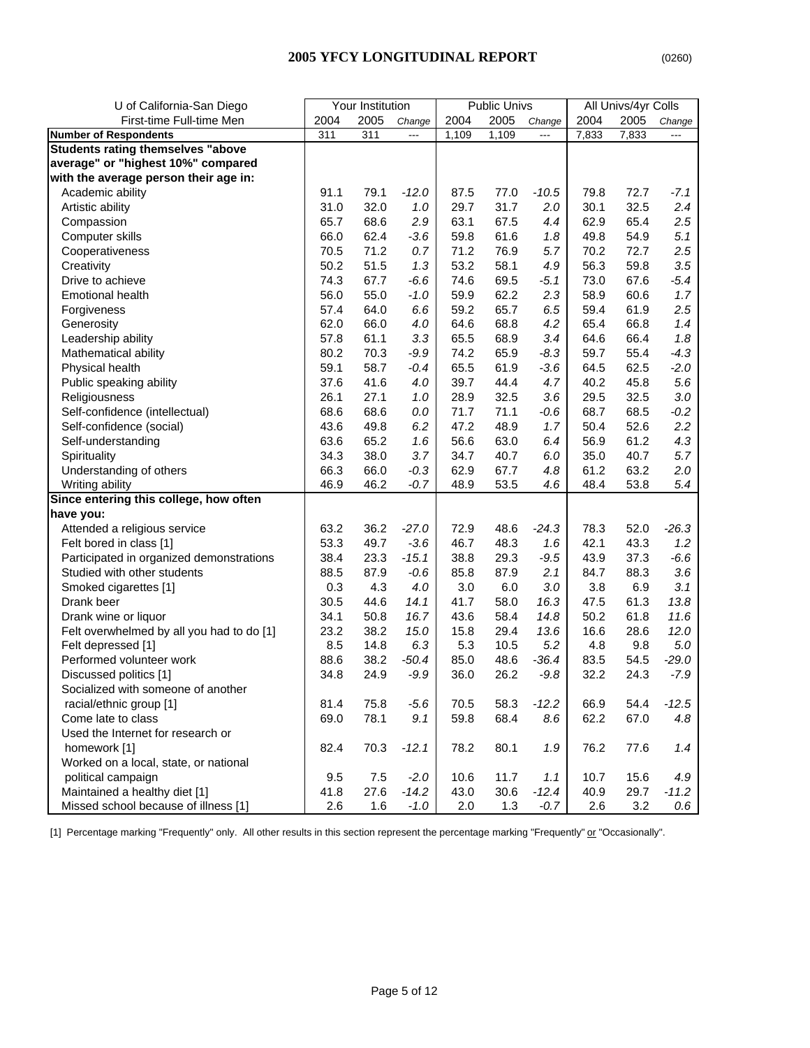## 2005 YFCY LONGITUDINAL REPORT

(0260)

| U of California-San Diego | Your Institution | | | Public Univs | | | All Univs/4yr Colls | | |
|---|---|---|---|---|---|---|---|---|---|
| First-time Full-time Men | 2004 | 2005 | *Change* | 2004 | 2005 | *Change* | 2004 | 2005 | *Change* |
| **Number of Respondents** | 311 | 311 | --- | 1,109 | 1,109 | --- | 7,833 | 7,833 | --- |
| **Students rating themselves "above average" or "highest 10%" compared with the average person their age in:** | | | | | | | | | |
| Academic ability | 91.1 | 79.1 | *-12.0* | 87.5 | 77.0 | *-10.5* | 79.8 | 72.7 | *-7.1* |
| Artistic ability | 31.0 | 32.0 | *1.0* | 29.7 | 31.7 | *2.0* | 30.1 | 32.5 | *2.4* |
| Compassion | 65.7 | 68.6 | *2.9* | 63.1 | 67.5 | *4.4* | 62.9 | 65.4 | *2.5* |
| Computer skills | 66.0 | 62.4 | *-3.6* | 59.8 | 61.6 | *1.8* | 49.8 | 54.9 | *5.1* |
| Cooperativeness | 70.5 | 71.2 | *0.7* | 71.2 | 76.9 | *5.7* | 70.2 | 72.7 | *2.5* |
| Creativity | 50.2 | 51.5 | *1.3* | 53.2 | 58.1 | *4.9* | 56.3 | 59.8 | *3.5* |
| Drive to achieve | 74.3 | 67.7 | *-6.6* | 74.6 | 69.5 | *-5.1* | 73.0 | 67.6 | *-5.4* |
| Emotional health | 56.0 | 55.0 | *-1.0* | 59.9 | 62.2 | *2.3* | 58.9 | 60.6 | *1.7* |
| Forgiveness | 57.4 | 64.0 | *6.6* | 59.2 | 65.7 | *6.5* | 59.4 | 61.9 | *2.5* |
| Generosity | 62.0 | 66.0 | *4.0* | 64.6 | 68.8 | *4.2* | 65.4 | 66.8 | *1.4* |
| Leadership ability | 57.8 | 61.1 | *3.3* | 65.5 | 68.9 | *3.4* | 64.6 | 66.4 | *1.8* |
| Mathematical ability | 80.2 | 70.3 | *-9.9* | 74.2 | 65.9 | *-8.3* | 59.7 | 55.4 | *-4.3* |
| Physical health | 59.1 | 58.7 | *-0.4* | 65.5 | 61.9 | *-3.6* | 64.5 | 62.5 | *-2.0* |
| Public speaking ability | 37.6 | 41.6 | *4.0* | 39.7 | 44.4 | *4.7* | 40.2 | 45.8 | *5.6* |
| Religiousness | 26.1 | 27.1 | *1.0* | 28.9 | 32.5 | *3.6* | 29.5 | 32.5 | *3.0* |
| Self-confidence (intellectual) | 68.6 | 68.6 | *0.0* | 71.7 | 71.1 | *-0.6* | 68.7 | 68.5 | *-0.2* |
| Self-confidence (social) | 43.6 | 49.8 | *6.2* | 47.2 | 48.9 | *1.7* | 50.4 | 52.6 | *2.2* |
| Self-understanding | 63.6 | 65.2 | *1.6* | 56.6 | 63.0 | *6.4* | 56.9 | 61.2 | *4.3* |
| Spirituality | 34.3 | 38.0 | *3.7* | 34.7 | 40.7 | *6.0* | 35.0 | 40.7 | *5.7* |
| Understanding of others | 66.3 | 66.0 | *-0.3* | 62.9 | 67.7 | *4.8* | 61.2 | 63.2 | *2.0* |
| Writing ability | 46.9 | 46.2 | *-0.7* | 48.9 | 53.5 | *4.6* | 48.4 | 53.8 | *5.4* |
| **Since entering this college, how often have you:** | | | | | | | | | |
| Attended a religious service | 63.2 | 36.2 | *-27.0* | 72.9 | 48.6 | *-24.3* | 78.3 | 52.0 | *-26.3* |
| Felt bored in class [1] | 53.3 | 49.7 | *-3.6* | 46.7 | 48.3 | *1.6* | 42.1 | 43.3 | *1.2* |
| Participated in organized demonstrations | 38.4 | 23.3 | *-15.1* | 38.8 | 29.3 | *-9.5* | 43.9 | 37.3 | *-6.6* |
| Studied with other students | 88.5 | 87.9 | *-0.6* | 85.8 | 87.9 | *2.1* | 84.7 | 88.3 | *3.6* |
| Smoked cigarettes [1] | 0.3 | 4.3 | *4.0* | 3.0 | 6.0 | *3.0* | 3.8 | 6.9 | *3.1* |
| Drank beer | 30.5 | 44.6 | *14.1* | 41.7 | 58.0 | *16.3* | 47.5 | 61.3 | *13.8* |
| Drank wine or liquor | 34.1 | 50.8 | *16.7* | 43.6 | 58.4 | *14.8* | 50.2 | 61.8 | *11.6* |
| Felt overwhelmed by all you had to do [1] | 23.2 | 38.2 | *15.0* | 15.8 | 29.4 | *13.6* | 16.6 | 28.6 | *12.0* |
| Felt depressed [1] | 8.5 | 14.8 | *6.3* | 5.3 | 10.5 | *5.2* | 4.8 | 9.8 | *5.0* |
| Performed volunteer work | 88.6 | 38.2 | *-50.4* | 85.0 | 48.6 | *-36.4* | 83.5 | 54.5 | *-29.0* |
| Discussed politics [1] | 34.8 | 24.9 | *-9.9* | 36.0 | 26.2 | *-9.8* | 32.2 | 24.3 | *-7.9* |
| Socialized with someone of another racial/ethnic group [1] | 81.4 | 75.8 | *-5.6* | 70.5 | 58.3 | *-12.2* | 66.9 | 54.4 | *-12.5* |
| Come late to class | 69.0 | 78.1 | *9.1* | 59.8 | 68.4 | *8.6* | 62.2 | 67.0 | *4.8* |
| Used the Internet for research or homework [1] | 82.4 | 70.3 | *-12.1* | 78.2 | 80.1 | *1.9* | 76.2 | 77.6 | *1.4* |
| Worked on a local, state, or national political campaign | 9.5 | 7.5 | *-2.0* | 10.6 | 11.7 | *1.1* | 10.7 | 15.6 | *4.9* |
| Maintained a healthy diet [1] | 41.8 | 27.6 | *-14.2* | 43.0 | 30.6 | *-12.4* | 40.9 | 29.7 | *-11.2* |
| Missed school because of illness [1] | 2.6 | 1.6 | *-1.0* | 2.0 | 1.3 | *-0.7* | 2.6 | 3.2 | *0.6* |

[1] Percentage marking "Frequently" only. All other results in this section represent the percentage marking "Frequently" or "Occasionally".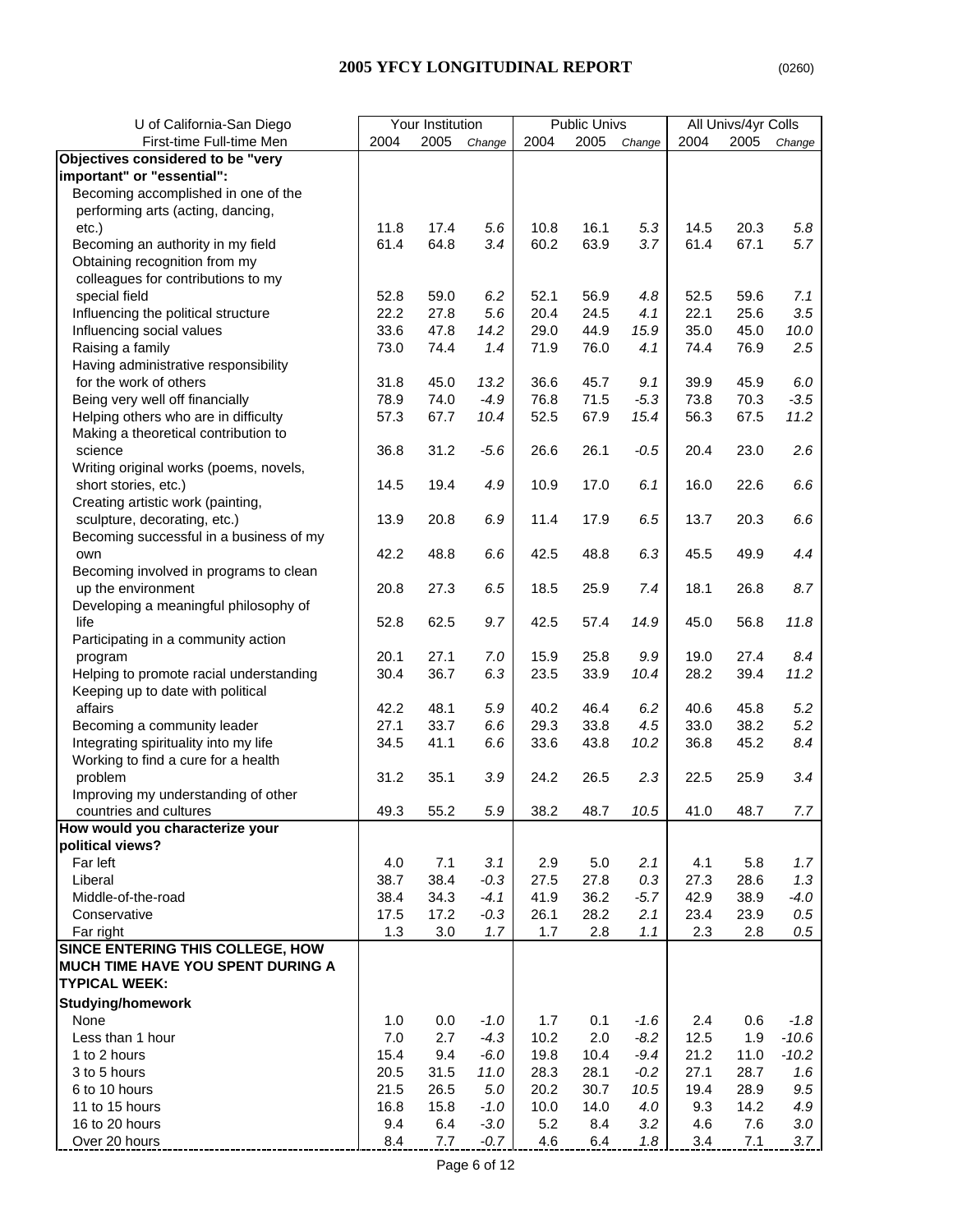# 2005 YFCY LONGITUDINAL REPORT

(0260)

| U of California-San Diego | Your Institution | | | Public Univs | | | All Univs/4yr Colls | | |
|---|---|---|---|---|---|---|---|---|---|
| First-time Full-time Men | 2004 | 2005 | *Change* | 2004 | 2005 | *Change* | 2004 | 2005 | *Change* |
| **Objectives considered to be "very important" or "essential":** | | | | | | | | | |
| Becoming accomplished in one of the performing arts (acting, dancing, etc.) | 11.8 | 17.4 | *5.6* | 10.8 | 16.1 | *5.3* | 14.5 | 20.3 | *5.8* |
| Becoming an authority in my field | 61.4 | 64.8 | *3.4* | 60.2 | 63.9 | *3.7* | 61.4 | 67.1 | *5.7* |
| Obtaining recognition from my colleagues for contributions to my special field | 52.8 | 59.0 | *6.2* | 52.1 | 56.9 | *4.8* | 52.5 | 59.6 | *7.1* |
| Influencing the political structure | 22.2 | 27.8 | *5.6* | 20.4 | 24.5 | *4.1* | 22.1 | 25.6 | *3.5* |
| Influencing social values | 33.6 | 47.8 | *14.2* | 29.0 | 44.9 | *15.9* | 35.0 | 45.0 | *10.0* |
| Raising a family | 73.0 | 74.4 | *1.4* | 71.9 | 76.0 | *4.1* | 74.4 | 76.9 | *2.5* |
| Having administrative responsibility for the work of others | 31.8 | 45.0 | *13.2* | 36.6 | 45.7 | *9.1* | 39.9 | 45.9 | *6.0* |
| Being very well off financially | 78.9 | 74.0 | *-4.9* | 76.8 | 71.5 | *-5.3* | 73.8 | 70.3 | *-3.5* |
| Helping others who are in difficulty | 57.3 | 67.7 | *10.4* | 52.5 | 67.9 | *15.4* | 56.3 | 67.5 | *11.2* |
| Making a theoretical contribution to science | 36.8 | 31.2 | *-5.6* | 26.6 | 26.1 | *-0.5* | 20.4 | 23.0 | *2.6* |
| Writing original works (poems, novels, short stories, etc.) | 14.5 | 19.4 | *4.9* | 10.9 | 17.0 | *6.1* | 16.0 | 22.6 | *6.6* |
| Creating artistic work (painting, sculpture, decorating, etc.) | 13.9 | 20.8 | *6.9* | 11.4 | 17.9 | *6.5* | 13.7 | 20.3 | *6.6* |
| Becoming successful in a business of my own | 42.2 | 48.8 | *6.6* | 42.5 | 48.8 | *6.3* | 45.5 | 49.9 | *4.4* |
| Becoming involved in programs to clean up the environment | 20.8 | 27.3 | *6.5* | 18.5 | 25.9 | *7.4* | 18.1 | 26.8 | *8.7* |
| Developing a meaningful philosophy of life | 52.8 | 62.5 | *9.7* | 42.5 | 57.4 | *14.9* | 45.0 | 56.8 | *11.8* |
| Participating in a community action program | 20.1 | 27.1 | *7.0* | 15.9 | 25.8 | *9.9* | 19.0 | 27.4 | *8.4* |
| Helping to promote racial understanding | 30.4 | 36.7 | *6.3* | 23.5 | 33.9 | *10.4* | 28.2 | 39.4 | *11.2* |
| Keeping up to date with political affairs | 42.2 | 48.1 | *5.9* | 40.2 | 46.4 | *6.2* | 40.6 | 45.8 | *5.2* |
| Becoming a community leader | 27.1 | 33.7 | *6.6* | 29.3 | 33.8 | *4.5* | 33.0 | 38.2 | *5.2* |
| Integrating spirituality into my life | 34.5 | 41.1 | *6.6* | 33.6 | 43.8 | *10.2* | 36.8 | 45.2 | *8.4* |
| Working to find a cure for a health problem | 31.2 | 35.1 | *3.9* | 24.2 | 26.5 | *2.3* | 22.5 | 25.9 | *3.4* |
| Improving my understanding of other countries and cultures | 49.3 | 55.2 | *5.9* | 38.2 | 48.7 | *10.5* | 41.0 | 48.7 | *7.7* |
| **How would you characterize your political views?** | | | | | | | | | |
| Far left | 4.0 | 7.1 | *3.1* | 2.9 | 5.0 | *2.1* | 4.1 | 5.8 | *1.7* |
| Liberal | 38.7 | 38.4 | *-0.3* | 27.5 | 27.8 | *0.3* | 27.3 | 28.6 | *1.3* |
| Middle-of-the-road | 38.4 | 34.3 | *-4.1* | 41.9 | 36.2 | *-5.7* | 42.9 | 38.9 | *-4.0* |
| Conservative | 17.5 | 17.2 | *-0.3* | 26.1 | 28.2 | *2.1* | 23.4 | 23.9 | *0.5* |
| Far right | 1.3 | 3.0 | *1.7* | 1.7 | 2.8 | *1.1* | 2.3 | 2.8 | *0.5* |
| **SINCE ENTERING THIS COLLEGE, HOW MUCH TIME HAVE YOU SPENT DURING A TYPICAL WEEK:** | | | | | | | | | |
| **Studying/homework** | | | | | | | | | |
| None | 1.0 | 0.0 | *-1.0* | 1.7 | 0.1 | *-1.6* | 2.4 | 0.6 | *-1.8* |
| Less than 1 hour | 7.0 | 2.7 | *-4.3* | 10.2 | 2.0 | *-8.2* | 12.5 | 1.9 | *-10.6* |
| 1 to 2 hours | 15.4 | 9.4 | *-6.0* | 19.8 | 10.4 | *-9.4* | 21.2 | 11.0 | *-10.2* |
| 3 to 5 hours | 20.5 | 31.5 | *11.0* | 28.3 | 28.1 | *-0.2* | 27.1 | 28.7 | *1.6* |
| 6 to 10 hours | 21.5 | 26.5 | *5.0* | 20.2 | 30.7 | *10.5* | 19.4 | 28.9 | *9.5* |
| 11 to 15 hours | 16.8 | 15.8 | *-1.0* | 10.0 | 14.0 | *4.0* | 9.3 | 14.2 | *4.9* |
| 16 to 20 hours | 9.4 | 6.4 | *-3.0* | 5.2 | 8.4 | *3.2* | 4.6 | 7.6 | *3.0* |
| Over 20 hours | 8.4 | 7.7 | *-0.7* | 4.6 | 6.4 | *1.8* | 3.4 | 7.1 | *3.7* |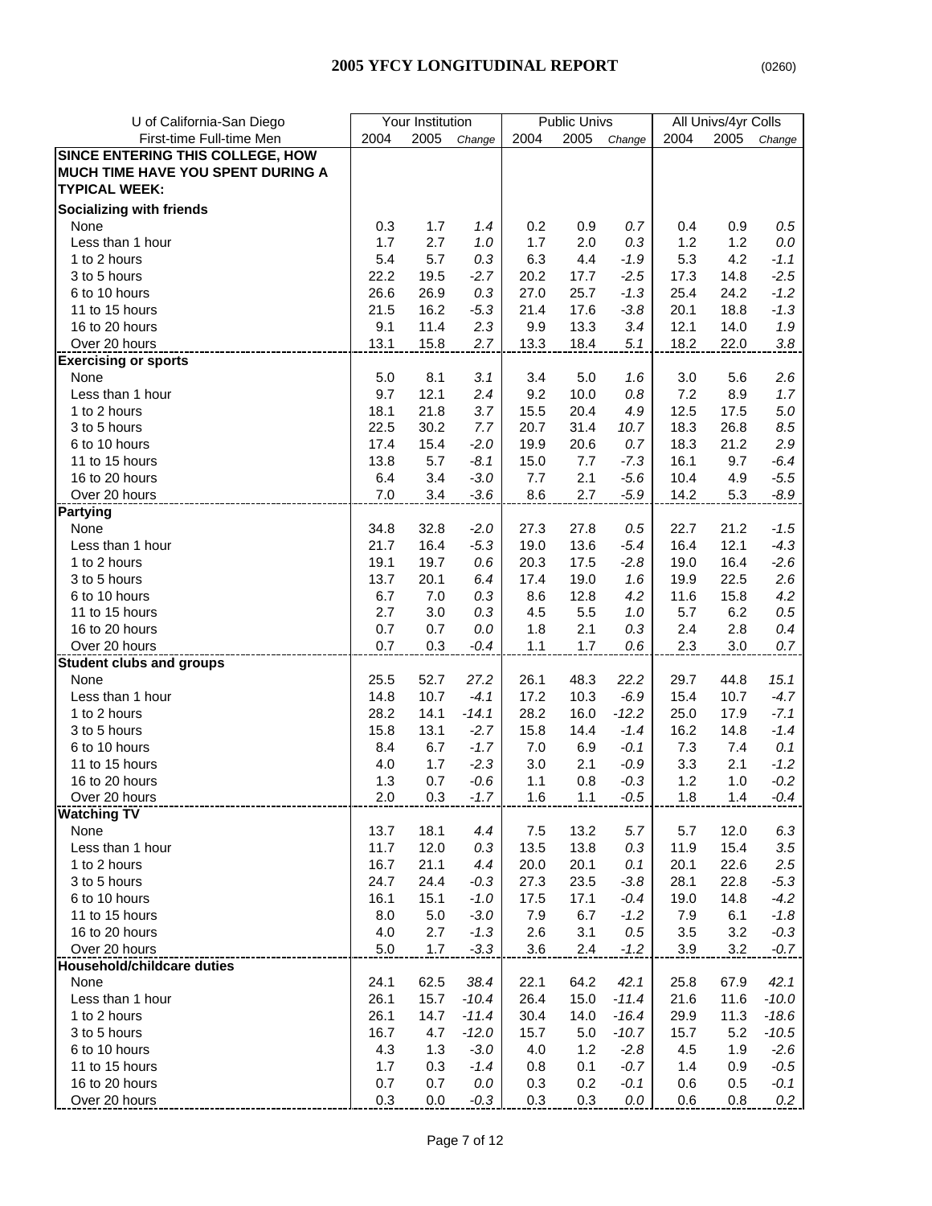# 2005 YFCY LONGITUDINAL REPORT

(0260)

| U of California-San Diego | Your Institution | | | Public Univs | | | All Univs/4yr Colls | | |
|---|---|---|---|---|---|---|---|---|---|
| First-time Full-time Men | 2004 | 2005 | *Change* | 2004 | 2005 | *Change* | 2004 | 2005 | *Change* |
| **SINCE ENTERING THIS COLLEGE, HOW MUCH TIME HAVE YOU SPENT DURING A TYPICAL WEEK:** | | | | | | | | | |
| **Socializing with friends** | | | | | | | | | |
| None | 0.3 | 1.7 | *1.4* | 0.2 | 0.9 | *0.7* | 0.4 | 0.9 | *0.5* |
| Less than 1 hour | 1.7 | 2.7 | *1.0* | 1.7 | 2.0 | *0.3* | 1.2 | 1.2 | *0.0* |
| 1 to 2 hours | 5.4 | 5.7 | *0.3* | 6.3 | 4.4 | *-1.9* | 5.3 | 4.2 | *-1.1* |
| 3 to 5 hours | 22.2 | 19.5 | *-2.7* | 20.2 | 17.7 | *-2.5* | 17.3 | 14.8 | *-2.5* |
| 6 to 10 hours | 26.6 | 26.9 | *0.3* | 27.0 | 25.7 | *-1.3* | 25.4 | 24.2 | *-1.2* |
| 11 to 15 hours | 21.5 | 16.2 | *-5.3* | 21.4 | 17.6 | *-3.8* | 20.1 | 18.8 | *-1.3* |
| 16 to 20 hours | 9.1 | 11.4 | *2.3* | 9.9 | 13.3 | *3.4* | 12.1 | 14.0 | *1.9* |
| Over 20 hours | 13.1 | 15.8 | *2.7* | 13.3 | 18.4 | *5.1* | 18.2 | 22.0 | *3.8* |
| **Exercising or sports** | | | | | | | | | |
| None | 5.0 | 8.1 | *3.1* | 3.4 | 5.0 | *1.6* | 3.0 | 5.6 | *2.6* |
| Less than 1 hour | 9.7 | 12.1 | *2.4* | 9.2 | 10.0 | *0.8* | 7.2 | 8.9 | *1.7* |
| 1 to 2 hours | 18.1 | 21.8 | *3.7* | 15.5 | 20.4 | *4.9* | 12.5 | 17.5 | *5.0* |
| 3 to 5 hours | 22.5 | 30.2 | *7.7* | 20.7 | 31.4 | *10.7* | 18.3 | 26.8 | *8.5* |
| 6 to 10 hours | 17.4 | 15.4 | *-2.0* | 19.9 | 20.6 | *0.7* | 18.3 | 21.2 | *2.9* |
| 11 to 15 hours | 13.8 | 5.7 | *-8.1* | 15.0 | 7.7 | *-7.3* | 16.1 | 9.7 | *-6.4* |
| 16 to 20 hours | 6.4 | 3.4 | *-3.0* | 7.7 | 2.1 | *-5.6* | 10.4 | 4.9 | *-5.5* |
| Over 20 hours | 7.0 | 3.4 | *-3.6* | 8.6 | 2.7 | *-5.9* | 14.2 | 5.3 | *-8.9* |
| **Partying** | | | | | | | | | |
| None | 34.8 | 32.8 | *-2.0* | 27.3 | 27.8 | *0.5* | 22.7 | 21.2 | *-1.5* |
| Less than 1 hour | 21.7 | 16.4 | *-5.3* | 19.0 | 13.6 | *-5.4* | 16.4 | 12.1 | *-4.3* |
| 1 to 2 hours | 19.1 | 19.7 | *0.6* | 20.3 | 17.5 | *-2.8* | 19.0 | 16.4 | *-2.6* |
| 3 to 5 hours | 13.7 | 20.1 | *6.4* | 17.4 | 19.0 | *1.6* | 19.9 | 22.5 | *2.6* |
| 6 to 10 hours | 6.7 | 7.0 | *0.3* | 8.6 | 12.8 | *4.2* | 11.6 | 15.8 | *4.2* |
| 11 to 15 hours | 2.7 | 3.0 | *0.3* | 4.5 | 5.5 | *1.0* | 5.7 | 6.2 | *0.5* |
| 16 to 20 hours | 0.7 | 0.7 | *0.0* | 1.8 | 2.1 | *0.3* | 2.4 | 2.8 | *0.4* |
| Over 20 hours | 0.7 | 0.3 | *-0.4* | 1.1 | 1.7 | *0.6* | 2.3 | 3.0 | *0.7* |
| **Student clubs and groups** | | | | | | | | | |
| None | 25.5 | 52.7 | *27.2* | 26.1 | 48.3 | *22.2* | 29.7 | 44.8 | *15.1* |
| Less than 1 hour | 14.8 | 10.7 | *-4.1* | 17.2 | 10.3 | *-6.9* | 15.4 | 10.7 | *-4.7* |
| 1 to 2 hours | 28.2 | 14.1 | *-14.1* | 28.2 | 16.0 | *-12.2* | 25.0 | 17.9 | *-7.1* |
| 3 to 5 hours | 15.8 | 13.1 | *-2.7* | 15.8 | 14.4 | *-1.4* | 16.2 | 14.8 | *-1.4* |
| 6 to 10 hours | 8.4 | 6.7 | *-1.7* | 7.0 | 6.9 | *-0.1* | 7.3 | 7.4 | *0.1* |
| 11 to 15 hours | 4.0 | 1.7 | *-2.3* | 3.0 | 2.1 | *-0.9* | 3.3 | 2.1 | *-1.2* |
| 16 to 20 hours | 1.3 | 0.7 | *-0.6* | 1.1 | 0.8 | *-0.3* | 1.2 | 1.0 | *-0.2* |
| Over 20 hours | 2.0 | 0.3 | *-1.7* | 1.6 | 1.1 | *-0.5* | 1.8 | 1.4 | *-0.4* |
| **Watching TV** | | | | | | | | | |
| None | 13.7 | 18.1 | *4.4* | 7.5 | 13.2 | *5.7* | 5.7 | 12.0 | *6.3* |
| Less than 1 hour | 11.7 | 12.0 | *0.3* | 13.5 | 13.8 | *0.3* | 11.9 | 15.4 | *3.5* |
| 1 to 2 hours | 16.7 | 21.1 | *4.4* | 20.0 | 20.1 | *0.1* | 20.1 | 22.6 | *2.5* |
| 3 to 5 hours | 24.7 | 24.4 | *-0.3* | 27.3 | 23.5 | *-3.8* | 28.1 | 22.8 | *-5.3* |
| 6 to 10 hours | 16.1 | 15.1 | *-1.0* | 17.5 | 17.1 | *-0.4* | 19.0 | 14.8 | *-4.2* |
| 11 to 15 hours | 8.0 | 5.0 | *-3.0* | 7.9 | 6.7 | *-1.2* | 7.9 | 6.1 | *-1.8* |
| 16 to 20 hours | 4.0 | 2.7 | *-1.3* | 2.6 | 3.1 | *0.5* | 3.5 | 3.2 | *-0.3* |
| Over 20 hours | 5.0 | 1.7 | *-3.3* | 3.6 | 2.4 | *-1.2* | 3.9 | 3.2 | *-0.7* |
| **Household/childcare duties** | | | | | | | | | |
| None | 24.1 | 62.5 | *38.4* | 22.1 | 64.2 | *42.1* | 25.8 | 67.9 | *42.1* |
| Less than 1 hour | 26.1 | 15.7 | *-10.4* | 26.4 | 15.0 | *-11.4* | 21.6 | 11.6 | *-10.0* |
| 1 to 2 hours | 26.1 | 14.7 | *-11.4* | 30.4 | 14.0 | *-16.4* | 29.9 | 11.3 | *-18.6* |
| 3 to 5 hours | 16.7 | 4.7 | *-12.0* | 15.7 | 5.0 | *-10.7* | 15.7 | 5.2 | *-10.5* |
| 6 to 10 hours | 4.3 | 1.3 | *-3.0* | 4.0 | 1.2 | *-2.8* | 4.5 | 1.9 | *-2.6* |
| 11 to 15 hours | 1.7 | 0.3 | *-1.4* | 0.8 | 0.1 | *-0.7* | 1.4 | 0.9 | *-0.5* |
| 16 to 20 hours | 0.7 | 0.7 | *0.0* | 0.3 | 0.2 | *-0.1* | 0.6 | 0.5 | *-0.1* |
| Over 20 hours | 0.3 | 0.0 | *-0.3* | 0.3 | 0.3 | *0.0* | 0.6 | 0.8 | *0.2* |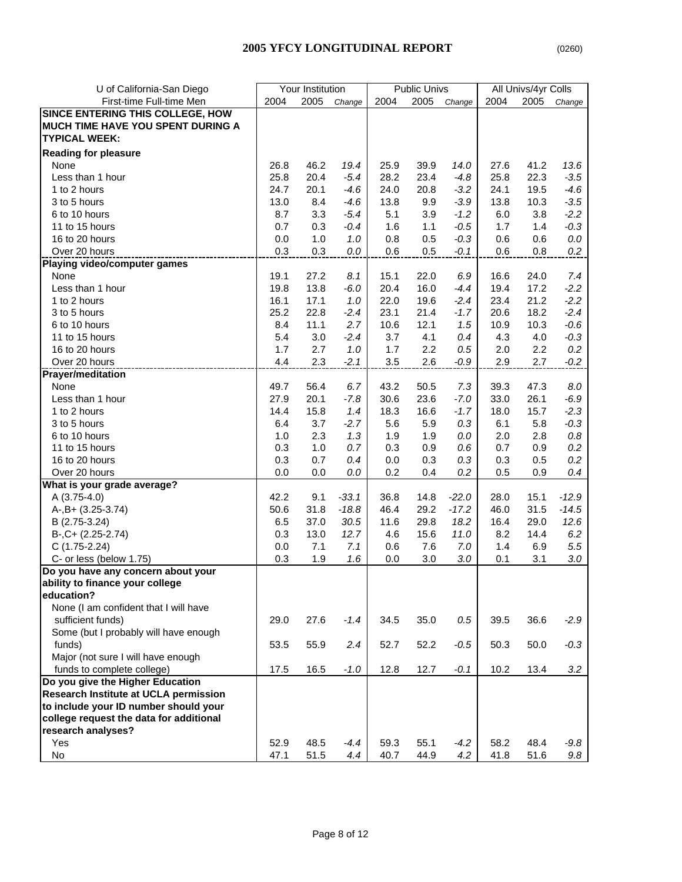# 2005 YFCY LONGITUDINAL REPORT

(0260)

| U of California-San Diego | Your Institution | | | Public Univs | | | All Univs/4yr Colls | | |
|---|---|---|---|---|---|---|---|---|---|
| First-time Full-time Men | 2004 | 2005 | *Change* | 2004 | 2005 | *Change* | 2004 | 2005 | *Change* |
| **SINCE ENTERING THIS COLLEGE, HOW MUCH TIME HAVE YOU SPENT DURING A TYPICAL WEEK:** | | | | | | | | | |
| **Reading for pleasure** | | | | | | | | | |
| None | 26.8 | 46.2 | *19.4* | 25.9 | 39.9 | *14.0* | 27.6 | 41.2 | *13.6* |
| Less than 1 hour | 25.8 | 20.4 | *-5.4* | 28.2 | 23.4 | *-4.8* | 25.8 | 22.3 | *-3.5* |
| 1 to 2 hours | 24.7 | 20.1 | *-4.6* | 24.0 | 20.8 | *-3.2* | 24.1 | 19.5 | *-4.6* |
| 3 to 5 hours | 13.0 | 8.4 | *-4.6* | 13.8 | 9.9 | *-3.9* | 13.8 | 10.3 | *-3.5* |
| 6 to 10 hours | 8.7 | 3.3 | *-5.4* | 5.1 | 3.9 | *-1.2* | 6.0 | 3.8 | *-2.2* |
| 11 to 15 hours | 0.7 | 0.3 | *-0.4* | 1.6 | 1.1 | *-0.5* | 1.7 | 1.4 | *-0.3* |
| 16 to 20 hours | 0.0 | 1.0 | *1.0* | 0.8 | 0.5 | *-0.3* | 0.6 | 0.6 | *0.0* |
| Over 20 hours | 0.3 | 0.3 | *0.0* | 0.6 | 0.5 | *-0.1* | 0.6 | 0.8 | *0.2* |
| **Playing video/computer games** | | | | | | | | | |
| None | 19.1 | 27.2 | *8.1* | 15.1 | 22.0 | *6.9* | 16.6 | 24.0 | *7.4* |
| Less than 1 hour | 19.8 | 13.8 | *-6.0* | 20.4 | 16.0 | *-4.4* | 19.4 | 17.2 | *-2.2* |
| 1 to 2 hours | 16.1 | 17.1 | *1.0* | 22.0 | 19.6 | *-2.4* | 23.4 | 21.2 | *-2.2* |
| 3 to 5 hours | 25.2 | 22.8 | *-2.4* | 23.1 | 21.4 | *-1.7* | 20.6 | 18.2 | *-2.4* |
| 6 to 10 hours | 8.4 | 11.1 | *2.7* | 10.6 | 12.1 | *1.5* | 10.9 | 10.3 | *-0.6* |
| 11 to 15 hours | 5.4 | 3.0 | *-2.4* | 3.7 | 4.1 | *0.4* | 4.3 | 4.0 | *-0.3* |
| 16 to 20 hours | 1.7 | 2.7 | *1.0* | 1.7 | 2.2 | *0.5* | 2.0 | 2.2 | *0.2* |
| Over 20 hours | 4.4 | 2.3 | *-2.1* | 3.5 | 2.6 | *-0.9* | 2.9 | 2.7 | *-0.2* |
| **Prayer/meditation** | | | | | | | | | |
| None | 49.7 | 56.4 | *6.7* | 43.2 | 50.5 | *7.3* | 39.3 | 47.3 | *8.0* |
| Less than 1 hour | 27.9 | 20.1 | *-7.8* | 30.6 | 23.6 | *-7.0* | 33.0 | 26.1 | *-6.9* |
| 1 to 2 hours | 14.4 | 15.8 | *1.4* | 18.3 | 16.6 | *-1.7* | 18.0 | 15.7 | *-2.3* |
| 3 to 5 hours | 6.4 | 3.7 | *-2.7* | 5.6 | 5.9 | *0.3* | 6.1 | 5.8 | *-0.3* |
| 6 to 10 hours | 1.0 | 2.3 | *1.3* | 1.9 | 1.9 | *0.0* | 2.0 | 2.8 | *0.8* |
| 11 to 15 hours | 0.3 | 1.0 | *0.7* | 0.3 | 0.9 | *0.6* | 0.7 | 0.9 | *0.2* |
| 16 to 20 hours | 0.3 | 0.7 | *0.4* | 0.0 | 0.3 | *0.3* | 0.3 | 0.5 | *0.2* |
| Over 20 hours | 0.0 | 0.0 | *0.0* | 0.2 | 0.4 | *0.2* | 0.5 | 0.9 | *0.4* |
| **What is your grade average?** | | | | | | | | | |
| A (3.75-4.0) | 42.2 | 9.1 | *-33.1* | 36.8 | 14.8 | *-22.0* | 28.0 | 15.1 | *-12.9* |
| A-,B+ (3.25-3.74) | 50.6 | 31.8 | *-18.8* | 46.4 | 29.2 | *-17.2* | 46.0 | 31.5 | *-14.5* |
| B (2.75-3.24) | 6.5 | 37.0 | *30.5* | 11.6 | 29.8 | *18.2* | 16.4 | 29.0 | *12.6* |
| B-,C+ (2.25-2.74) | 0.3 | 13.0 | *12.7* | 4.6 | 15.6 | *11.0* | 8.2 | 14.4 | *6.2* |
| C (1.75-2.24) | 0.0 | 7.1 | *7.1* | 0.6 | 7.6 | *7.0* | 1.4 | 6.9 | *5.5* |
| C- or less (below 1.75) | 0.3 | 1.9 | *1.6* | 0.0 | 3.0 | *3.0* | 0.1 | 3.1 | *3.0* |
| **Do you have any concern about your ability to finance your college education?** | | | | | | | | | |
| None (I am confident that I will have sufficient funds) | 29.0 | 27.6 | *-1.4* | 34.5 | 35.0 | *0.5* | 39.5 | 36.6 | *-2.9* |
| Some (but I probably will have enough funds) | 53.5 | 55.9 | *2.4* | 52.7 | 52.2 | *-0.5* | 50.3 | 50.0 | *-0.3* |
| Major (not sure I will have enough funds to complete college) | 17.5 | 16.5 | *-1.0* | 12.8 | 12.7 | *-0.1* | 10.2 | 13.4 | *3.2* |
| **Do you give the Higher Education Research Institute at UCLA permission to include your ID number should your college request the data for additional research analyses?** | | | | | | | | | |
| Yes | 52.9 | 48.5 | *-4.4* | 59.3 | 55.1 | *-4.2* | 58.2 | 48.4 | *-9.8* |
| No | 47.1 | 51.5 | *4.4* | 40.7 | 44.9 | *4.2* | 41.8 | 51.6 | *9.8* |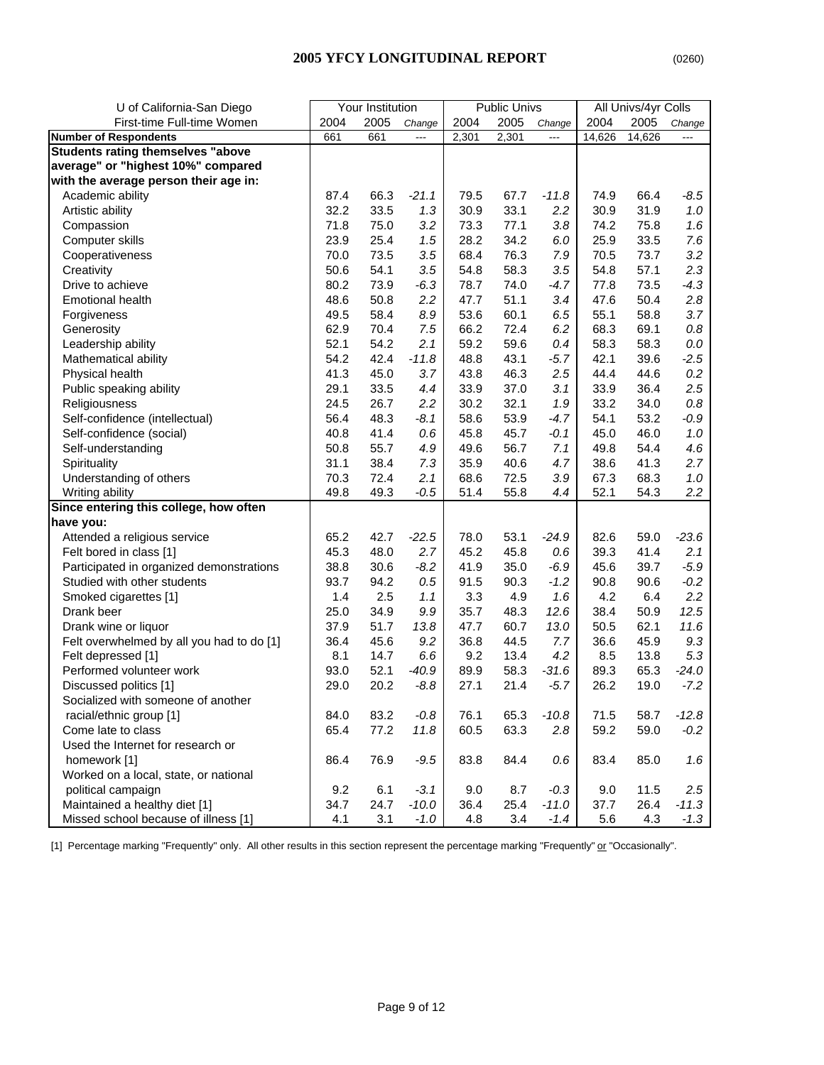## 2005 YFCY LONGITUDINAL REPORT

(0260)

| U of California-San Diego | Your Institution | | | Public Univs | | | All Univs/4yr Colls | | |
|---|---|---|---|---|---|---|---|---|---|
| First-time Full-time Women | 2004 | 2005 | *Change* | 2004 | 2005 | *Change* | 2004 | 2005 | *Change* |
| **Number of Respondents** | 661 | 661 | --- | 2,301 | 2,301 | --- | 14,626 | 14,626 | --- |
| **Students rating themselves "above average" or "highest 10%" compared with the average person their age in:** | | | | | | | | | |
| Academic ability | 87.4 | 66.3 | *-21.1* | 79.5 | 67.7 | *-11.8* | 74.9 | 66.4 | *-8.5* |
| Artistic ability | 32.2 | 33.5 | *1.3* | 30.9 | 33.1 | *2.2* | 30.9 | 31.9 | *1.0* |
| Compassion | 71.8 | 75.0 | *3.2* | 73.3 | 77.1 | *3.8* | 74.2 | 75.8 | *1.6* |
| Computer skills | 23.9 | 25.4 | *1.5* | 28.2 | 34.2 | *6.0* | 25.9 | 33.5 | *7.6* |
| Cooperativeness | 70.0 | 73.5 | *3.5* | 68.4 | 76.3 | *7.9* | 70.5 | 73.7 | *3.2* |
| Creativity | 50.6 | 54.1 | *3.5* | 54.8 | 58.3 | *3.5* | 54.8 | 57.1 | *2.3* |
| Drive to achieve | 80.2 | 73.9 | *-6.3* | 78.7 | 74.0 | *-4.7* | 77.8 | 73.5 | *-4.3* |
| Emotional health | 48.6 | 50.8 | *2.2* | 47.7 | 51.1 | *3.4* | 47.6 | 50.4 | *2.8* |
| Forgiveness | 49.5 | 58.4 | *8.9* | 53.6 | 60.1 | *6.5* | 55.1 | 58.8 | *3.7* |
| Generosity | 62.9 | 70.4 | *7.5* | 66.2 | 72.4 | *6.2* | 68.3 | 69.1 | *0.8* |
| Leadership ability | 52.1 | 54.2 | *2.1* | 59.2 | 59.6 | *0.4* | 58.3 | 58.3 | *0.0* |
| Mathematical ability | 54.2 | 42.4 | *-11.8* | 48.8 | 43.1 | *-5.7* | 42.1 | 39.6 | *-2.5* |
| Physical health | 41.3 | 45.0 | *3.7* | 43.8 | 46.3 | *2.5* | 44.4 | 44.6 | *0.2* |
| Public speaking ability | 29.1 | 33.5 | *4.4* | 33.9 | 37.0 | *3.1* | 33.9 | 36.4 | *2.5* |
| Religiousness | 24.5 | 26.7 | *2.2* | 30.2 | 32.1 | *1.9* | 33.2 | 34.0 | *0.8* |
| Self-confidence (intellectual) | 56.4 | 48.3 | *-8.1* | 58.6 | 53.9 | *-4.7* | 54.1 | 53.2 | *-0.9* |
| Self-confidence (social) | 40.8 | 41.4 | *0.6* | 45.8 | 45.7 | *-0.1* | 45.0 | 46.0 | *1.0* |
| Self-understanding | 50.8 | 55.7 | *4.9* | 49.6 | 56.7 | *7.1* | 49.8 | 54.4 | *4.6* |
| Spirituality | 31.1 | 38.4 | *7.3* | 35.9 | 40.6 | *4.7* | 38.6 | 41.3 | *2.7* |
| Understanding of others | 70.3 | 72.4 | *2.1* | 68.6 | 72.5 | *3.9* | 67.3 | 68.3 | *1.0* |
| Writing ability | 49.8 | 49.3 | *-0.5* | 51.4 | 55.8 | *4.4* | 52.1 | 54.3 | *2.2* |
| **Since entering this college, how often have you:** | | | | | | | | | |
| Attended a religious service | 65.2 | 42.7 | *-22.5* | 78.0 | 53.1 | *-24.9* | 82.6 | 59.0 | *-23.6* |
| Felt bored in class [1] | 45.3 | 48.0 | *2.7* | 45.2 | 45.8 | *0.6* | 39.3 | 41.4 | *2.1* |
| Participated in organized demonstrations | 38.8 | 30.6 | *-8.2* | 41.9 | 35.0 | *-6.9* | 45.6 | 39.7 | *-5.9* |
| Studied with other students | 93.7 | 94.2 | *0.5* | 91.5 | 90.3 | *-1.2* | 90.8 | 90.6 | *-0.2* |
| Smoked cigarettes [1] | 1.4 | 2.5 | *1.1* | 3.3 | 4.9 | *1.6* | 4.2 | 6.4 | *2.2* |
| Drank beer | 25.0 | 34.9 | *9.9* | 35.7 | 48.3 | *12.6* | 38.4 | 50.9 | *12.5* |
| Drank wine or liquor | 37.9 | 51.7 | *13.8* | 47.7 | 60.7 | *13.0* | 50.5 | 62.1 | *11.6* |
| Felt overwhelmed by all you had to do [1] | 36.4 | 45.6 | *9.2* | 36.8 | 44.5 | *7.7* | 36.6 | 45.9 | *9.3* |
| Felt depressed [1] | 8.1 | 14.7 | *6.6* | 9.2 | 13.4 | *4.2* | 8.5 | 13.8 | *5.3* |
| Performed volunteer work | 93.0 | 52.1 | *-40.9* | 89.9 | 58.3 | *-31.6* | 89.3 | 65.3 | *-24.0* |
| Discussed politics [1] | 29.0 | 20.2 | *-8.8* | 27.1 | 21.4 | *-5.7* | 26.2 | 19.0 | *-7.2* |
| Socialized with someone of another racial/ethnic group [1] | 84.0 | 83.2 | *-0.8* | 76.1 | 65.3 | *-10.8* | 71.5 | 58.7 | *-12.8* |
| Come late to class | 65.4 | 77.2 | *11.8* | 60.5 | 63.3 | *2.8* | 59.2 | 59.0 | *-0.2* |
| Used the Internet for research or homework [1] | 86.4 | 76.9 | *-9.5* | 83.8 | 84.4 | *0.6* | 83.4 | 85.0 | *1.6* |
| Worked on a local, state, or national political campaign | 9.2 | 6.1 | *-3.1* | 9.0 | 8.7 | *-0.3* | 9.0 | 11.5 | *2.5* |
| Maintained a healthy diet [1] | 34.7 | 24.7 | *-10.0* | 36.4 | 25.4 | *-11.0* | 37.7 | 26.4 | *-11.3* |
| Missed school because of illness [1] | 4.1 | 3.1 | *-1.0* | 4.8 | 3.4 | *-1.4* | 5.6 | 4.3 | *-1.3* |

[1] Percentage marking "Frequently" only. All other results in this section represent the percentage marking "Frequently" or "Occasionally".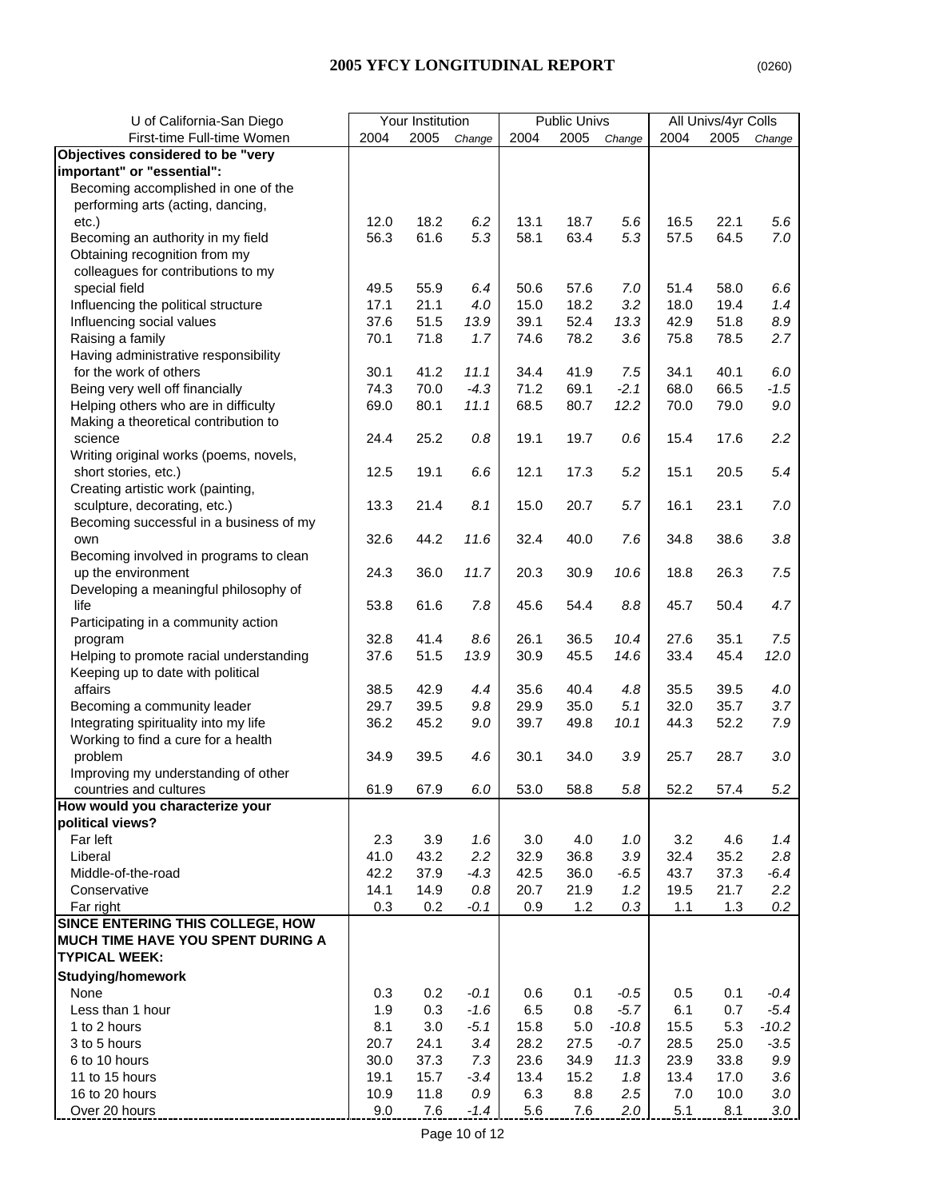# 2005 YFCY LONGITUDINAL REPORT

(0260)

| U of California-San Diego | Your Institution | | | Public Univs | | | All Univs/4yr Colls | | |
|---|---|---|---|---|---|---|---|---|---|
| First-time Full-time Women | 2004 | 2005 | *Change* | 2004 | 2005 | *Change* | 2004 | 2005 | *Change* |
| **Objectives considered to be "very important" or "essential":** | | | | | | | | | |
| Becoming accomplished in one of the performing arts (acting, dancing, etc.) | 12.0 | 18.2 | *6.2* | 13.1 | 18.7 | *5.6* | 16.5 | 22.1 | *5.6* |
| Becoming an authority in my field | 56.3 | 61.6 | *5.3* | 58.1 | 63.4 | *5.3* | 57.5 | 64.5 | *7.0* |
| Obtaining recognition from my colleagues for contributions to my special field | 49.5 | 55.9 | *6.4* | 50.6 | 57.6 | *7.0* | 51.4 | 58.0 | *6.6* |
| Influencing the political structure | 17.1 | 21.1 | *4.0* | 15.0 | 18.2 | *3.2* | 18.0 | 19.4 | *1.4* |
| Influencing social values | 37.6 | 51.5 | *13.9* | 39.1 | 52.4 | *13.3* | 42.9 | 51.8 | *8.9* |
| Raising a family | 70.1 | 71.8 | *1.7* | 74.6 | 78.2 | *3.6* | 75.8 | 78.5 | *2.7* |
| Having administrative responsibility for the work of others | 30.1 | 41.2 | *11.1* | 34.4 | 41.9 | *7.5* | 34.1 | 40.1 | *6.0* |
| Being very well off financially | 74.3 | 70.0 | *-4.3* | 71.2 | 69.1 | *-2.1* | 68.0 | 66.5 | *-1.5* |
| Helping others who are in difficulty | 69.0 | 80.1 | *11.1* | 68.5 | 80.7 | *12.2* | 70.0 | 79.0 | *9.0* |
| Making a theoretical contribution to science | 24.4 | 25.2 | *0.8* | 19.1 | 19.7 | *0.6* | 15.4 | 17.6 | *2.2* |
| Writing original works (poems, novels, short stories, etc.) | 12.5 | 19.1 | *6.6* | 12.1 | 17.3 | *5.2* | 15.1 | 20.5 | *5.4* |
| Creating artistic work (painting, sculpture, decorating, etc.) | 13.3 | 21.4 | *8.1* | 15.0 | 20.7 | *5.7* | 16.1 | 23.1 | *7.0* |
| Becoming successful in a business of my own | 32.6 | 44.2 | *11.6* | 32.4 | 40.0 | *7.6* | 34.8 | 38.6 | *3.8* |
| Becoming involved in programs to clean up the environment | 24.3 | 36.0 | *11.7* | 20.3 | 30.9 | *10.6* | 18.8 | 26.3 | *7.5* |
| Developing a meaningful philosophy of life | 53.8 | 61.6 | *7.8* | 45.6 | 54.4 | *8.8* | 45.7 | 50.4 | *4.7* |
| Participating in a community action program | 32.8 | 41.4 | *8.6* | 26.1 | 36.5 | *10.4* | 27.6 | 35.1 | *7.5* |
| Helping to promote racial understanding | 37.6 | 51.5 | *13.9* | 30.9 | 45.5 | *14.6* | 33.4 | 45.4 | *12.0* |
| Keeping up to date with political affairs | 38.5 | 42.9 | *4.4* | 35.6 | 40.4 | *4.8* | 35.5 | 39.5 | *4.0* |
| Becoming a community leader | 29.7 | 39.5 | *9.8* | 29.9 | 35.0 | *5.1* | 32.0 | 35.7 | *3.7* |
| Integrating spirituality into my life | 36.2 | 45.2 | *9.0* | 39.7 | 49.8 | *10.1* | 44.3 | 52.2 | *7.9* |
| Working to find a cure for a health problem | 34.9 | 39.5 | *4.6* | 30.1 | 34.0 | *3.9* | 25.7 | 28.7 | *3.0* |
| Improving my understanding of other countries and cultures | 61.9 | 67.9 | *6.0* | 53.0 | 58.8 | *5.8* | 52.2 | 57.4 | *5.2* |
| **How would you characterize your political views?** | | | | | | | | | |
| Far left | 2.3 | 3.9 | *1.6* | 3.0 | 4.0 | *1.0* | 3.2 | 4.6 | *1.4* |
| Liberal | 41.0 | 43.2 | *2.2* | 32.9 | 36.8 | *3.9* | 32.4 | 35.2 | *2.8* |
| Middle-of-the-road | 42.2 | 37.9 | *-4.3* | 42.5 | 36.0 | *-6.5* | 43.7 | 37.3 | *-6.4* |
| Conservative | 14.1 | 14.9 | *0.8* | 20.7 | 21.9 | *1.2* | 19.5 | 21.7 | *2.2* |
| Far right | 0.3 | 0.2 | *-0.1* | 0.9 | 1.2 | *0.3* | 1.1 | 1.3 | *0.2* |
| **SINCE ENTERING THIS COLLEGE, HOW MUCH TIME HAVE YOU SPENT DURING A TYPICAL WEEK:** | | | | | | | | | |
| **Studying/homework** | | | | | | | | | |
| None | 0.3 | 0.2 | *-0.1* | 0.6 | 0.1 | *-0.5* | 0.5 | 0.1 | *-0.4* |
| Less than 1 hour | 1.9 | 0.3 | *-1.6* | 6.5 | 0.8 | *-5.7* | 6.1 | 0.7 | *-5.4* |
| 1 to 2 hours | 8.1 | 3.0 | *-5.1* | 15.8 | 5.0 | *-10.8* | 15.5 | 5.3 | *-10.2* |
| 3 to 5 hours | 20.7 | 24.1 | *3.4* | 28.2 | 27.5 | *-0.7* | 28.5 | 25.0 | *-3.5* |
| 6 to 10 hours | 30.0 | 37.3 | *7.3* | 23.6 | 34.9 | *11.3* | 23.9 | 33.8 | *9.9* |
| 11 to 15 hours | 19.1 | 15.7 | *-3.4* | 13.4 | 15.2 | *1.8* | 13.4 | 17.0 | *3.6* |
| 16 to 20 hours | 10.9 | 11.8 | *0.9* | 6.3 | 8.8 | *2.5* | 7.0 | 10.0 | *3.0* |
| Over 20 hours | 9.0 | 7.6 | *-1.4* | 5.6 | 7.6 | *2.0* | 5.1 | 8.1 | *3.0* |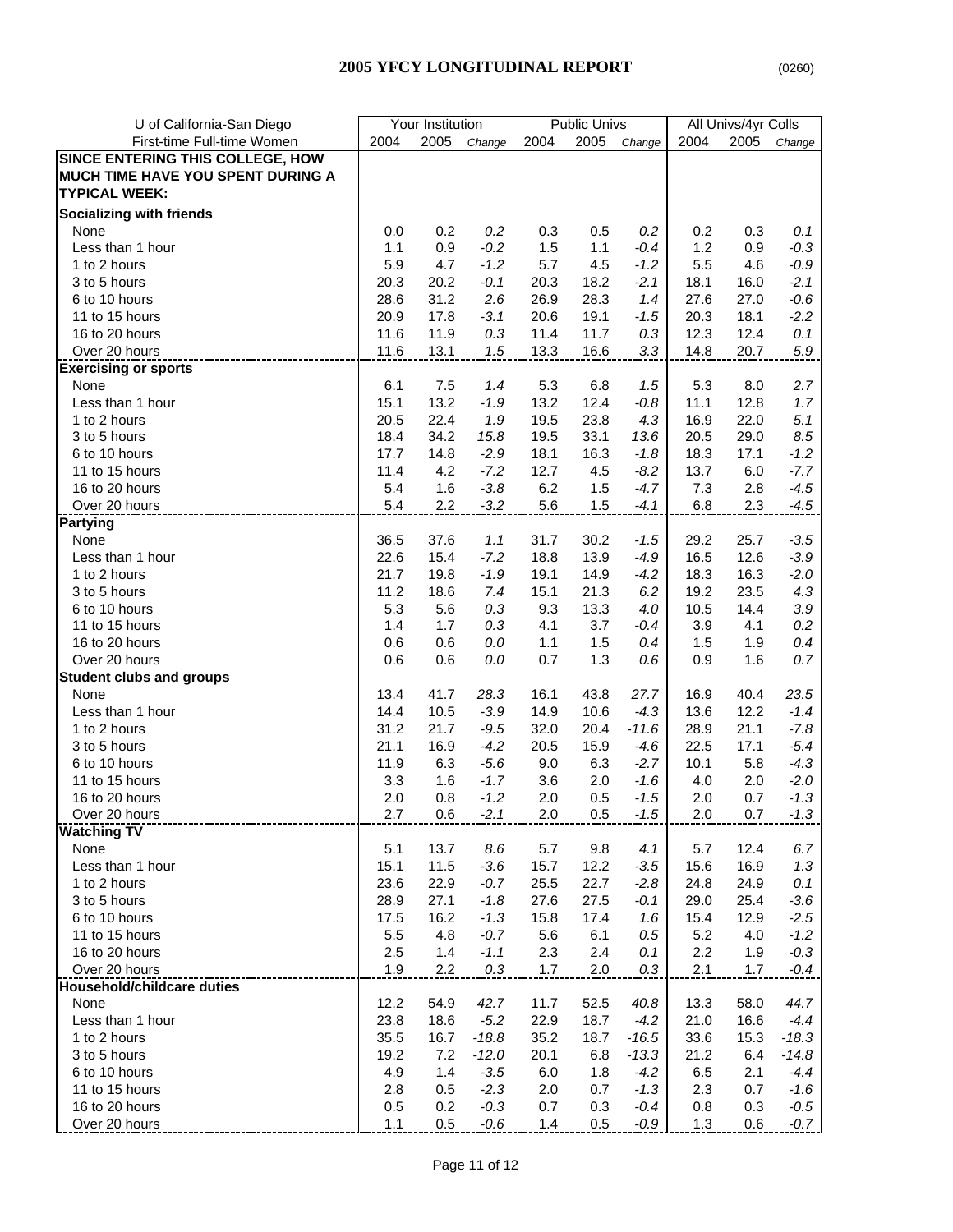# 2005 YFCY LONGITUDINAL REPORT

(0260)

| U of California-San Diego | Your Institution | | | Public Univs | | | All Univs/4yr Colls | | |
|---|---|---|---|---|---|---|---|---|---|
| First-time Full-time Women | 2004 | 2005 | *Change* | 2004 | 2005 | *Change* | 2004 | 2005 | *Change* |
| **SINCE ENTERING THIS COLLEGE, HOW MUCH TIME HAVE YOU SPENT DURING A TYPICAL WEEK:** | | | | | | | | | |
| **Socializing with friends** | | | | | | | | | |
| None | 0.0 | 0.2 | *0.2* | 0.3 | 0.5 | *0.2* | 0.2 | 0.3 | *0.1* |
| Less than 1 hour | 1.1 | 0.9 | *-0.2* | 1.5 | 1.1 | *-0.4* | 1.2 | 0.9 | *-0.3* |
| 1 to 2 hours | 5.9 | 4.7 | *-1.2* | 5.7 | 4.5 | *-1.2* | 5.5 | 4.6 | *-0.9* |
| 3 to 5 hours | 20.3 | 20.2 | *-0.1* | 20.3 | 18.2 | *-2.1* | 18.1 | 16.0 | *-2.1* |
| 6 to 10 hours | 28.6 | 31.2 | *2.6* | 26.9 | 28.3 | *1.4* | 27.6 | 27.0 | *-0.6* |
| 11 to 15 hours | 20.9 | 17.8 | *-3.1* | 20.6 | 19.1 | *-1.5* | 20.3 | 18.1 | *-2.2* |
| 16 to 20 hours | 11.6 | 11.9 | *0.3* | 11.4 | 11.7 | *0.3* | 12.3 | 12.4 | *0.1* |
| Over 20 hours | 11.6 | 13.1 | *1.5* | 13.3 | 16.6 | *3.3* | 14.8 | 20.7 | *5.9* |
| **Exercising or sports** | | | | | | | | | |
| None | 6.1 | 7.5 | *1.4* | 5.3 | 6.8 | *1.5* | 5.3 | 8.0 | *2.7* |
| Less than 1 hour | 15.1 | 13.2 | *-1.9* | 13.2 | 12.4 | *-0.8* | 11.1 | 12.8 | *1.7* |
| 1 to 2 hours | 20.5 | 22.4 | *1.9* | 19.5 | 23.8 | *4.3* | 16.9 | 22.0 | *5.1* |
| 3 to 5 hours | 18.4 | 34.2 | *15.8* | 19.5 | 33.1 | *13.6* | 20.5 | 29.0 | *8.5* |
| 6 to 10 hours | 17.7 | 14.8 | *-2.9* | 18.1 | 16.3 | *-1.8* | 18.3 | 17.1 | *-1.2* |
| 11 to 15 hours | 11.4 | 4.2 | *-7.2* | 12.7 | 4.5 | *-8.2* | 13.7 | 6.0 | *-7.7* |
| 16 to 20 hours | 5.4 | 1.6 | *-3.8* | 6.2 | 1.5 | *-4.7* | 7.3 | 2.8 | *-4.5* |
| Over 20 hours | 5.4 | 2.2 | *-3.2* | 5.6 | 1.5 | *-4.1* | 6.8 | 2.3 | *-4.5* |
| **Partying** | | | | | | | | | |
| None | 36.5 | 37.6 | *1.1* | 31.7 | 30.2 | *-1.5* | 29.2 | 25.7 | *-3.5* |
| Less than 1 hour | 22.6 | 15.4 | *-7.2* | 18.8 | 13.9 | *-4.9* | 16.5 | 12.6 | *-3.9* |
| 1 to 2 hours | 21.7 | 19.8 | *-1.9* | 19.1 | 14.9 | *-4.2* | 18.3 | 16.3 | *-2.0* |
| 3 to 5 hours | 11.2 | 18.6 | *7.4* | 15.1 | 21.3 | *6.2* | 19.2 | 23.5 | *4.3* |
| 6 to 10 hours | 5.3 | 5.6 | *0.3* | 9.3 | 13.3 | *4.0* | 10.5 | 14.4 | *3.9* |
| 11 to 15 hours | 1.4 | 1.7 | *0.3* | 4.1 | 3.7 | *-0.4* | 3.9 | 4.1 | *0.2* |
| 16 to 20 hours | 0.6 | 0.6 | *0.0* | 1.1 | 1.5 | *0.4* | 1.5 | 1.9 | *0.4* |
| Over 20 hours | 0.6 | 0.6 | *0.0* | 0.7 | 1.3 | *0.6* | 0.9 | 1.6 | *0.7* |
| **Student clubs and groups** | | | | | | | | | |
| None | 13.4 | 41.7 | *28.3* | 16.1 | 43.8 | *27.7* | 16.9 | 40.4 | *23.5* |
| Less than 1 hour | 14.4 | 10.5 | *-3.9* | 14.9 | 10.6 | *-4.3* | 13.6 | 12.2 | *-1.4* |
| 1 to 2 hours | 31.2 | 21.7 | *-9.5* | 32.0 | 20.4 | *-11.6* | 28.9 | 21.1 | *-7.8* |
| 3 to 5 hours | 21.1 | 16.9 | *-4.2* | 20.5 | 15.9 | *-4.6* | 22.5 | 17.1 | *-5.4* |
| 6 to 10 hours | 11.9 | 6.3 | *-5.6* | 9.0 | 6.3 | *-2.7* | 10.1 | 5.8 | *-4.3* |
| 11 to 15 hours | 3.3 | 1.6 | *-1.7* | 3.6 | 2.0 | *-1.6* | 4.0 | 2.0 | *-2.0* |
| 16 to 20 hours | 2.0 | 0.8 | *-1.2* | 2.0 | 0.5 | *-1.5* | 2.0 | 0.7 | *-1.3* |
| Over 20 hours | 2.7 | 0.6 | *-2.1* | 2.0 | 0.5 | *-1.5* | 2.0 | 0.7 | *-1.3* |
| **Watching TV** | | | | | | | | | |
| None | 5.1 | 13.7 | *8.6* | 5.7 | 9.8 | *4.1* | 5.7 | 12.4 | *6.7* |
| Less than 1 hour | 15.1 | 11.5 | *-3.6* | 15.7 | 12.2 | *-3.5* | 15.6 | 16.9 | *1.3* |
| 1 to 2 hours | 23.6 | 22.9 | *-0.7* | 25.5 | 22.7 | *-2.8* | 24.8 | 24.9 | *0.1* |
| 3 to 5 hours | 28.9 | 27.1 | *-1.8* | 27.6 | 27.5 | *-0.1* | 29.0 | 25.4 | *-3.6* |
| 6 to 10 hours | 17.5 | 16.2 | *-1.3* | 15.8 | 17.4 | *1.6* | 15.4 | 12.9 | *-2.5* |
| 11 to 15 hours | 5.5 | 4.8 | *-0.7* | 5.6 | 6.1 | *0.5* | 5.2 | 4.0 | *-1.2* |
| 16 to 20 hours | 2.5 | 1.4 | *-1.1* | 2.3 | 2.4 | *0.1* | 2.2 | 1.9 | *-0.3* |
| Over 20 hours | 1.9 | 2.2 | *0.3* | 1.7 | 2.0 | *0.3* | 2.1 | 1.7 | *-0.4* |
| **Household/childcare duties** | | | | | | | | | |
| None | 12.2 | 54.9 | *42.7* | 11.7 | 52.5 | *40.8* | 13.3 | 58.0 | *44.7* |
| Less than 1 hour | 23.8 | 18.6 | *-5.2* | 22.9 | 18.7 | *-4.2* | 21.0 | 16.6 | *-4.4* |
| 1 to 2 hours | 35.5 | 16.7 | *-18.8* | 35.2 | 18.7 | *-16.5* | 33.6 | 15.3 | *-18.3* |
| 3 to 5 hours | 19.2 | 7.2 | *-12.0* | 20.1 | 6.8 | *-13.3* | 21.2 | 6.4 | *-14.8* |
| 6 to 10 hours | 4.9 | 1.4 | *-3.5* | 6.0 | 1.8 | *-4.2* | 6.5 | 2.1 | *-4.4* |
| 11 to 15 hours | 2.8 | 0.5 | *-2.3* | 2.0 | 0.7 | *-1.3* | 2.3 | 0.7 | *-1.6* |
| 16 to 20 hours | 0.5 | 0.2 | *-0.3* | 0.7 | 0.3 | *-0.4* | 0.8 | 0.3 | *-0.5* |
| Over 20 hours | 1.1 | 0.5 | *-0.6* | 1.4 | 0.5 | *-0.9* | 1.3 | 0.6 | *-0.7* |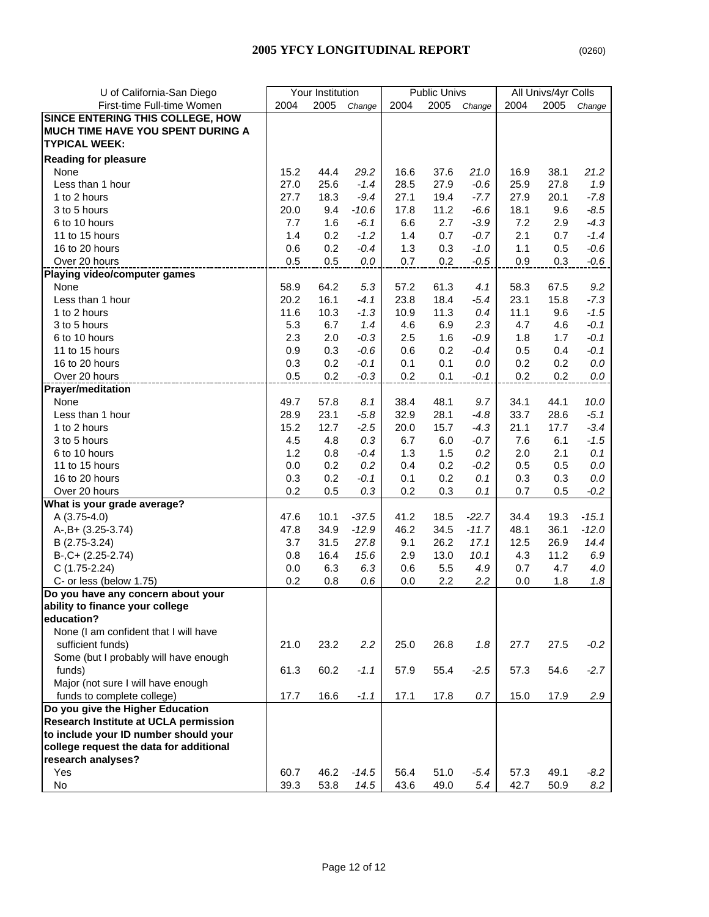# 2005 YFCY LONGITUDINAL REPORT

(0260)

| U of California-San Diego | Your Institution | | | Public Univs | | | All Univs/4yr Colls | | |
|---|---|---|---|---|---|---|---|---|---|
| First-time Full-time Women | 2004 | 2005 | *Change* | 2004 | 2005 | *Change* | 2004 | 2005 | *Change* |
| **SINCE ENTERING THIS COLLEGE, HOW MUCH TIME HAVE YOU SPENT DURING A TYPICAL WEEK:** | | | | | | | | | |
| **Reading for pleasure** | | | | | | | | | |
| None | 15.2 | 44.4 | *29.2* | 16.6 | 37.6 | *21.0* | 16.9 | 38.1 | *21.2* |
| Less than 1 hour | 27.0 | 25.6 | *-1.4* | 28.5 | 27.9 | *-0.6* | 25.9 | 27.8 | *1.9* |
| 1 to 2 hours | 27.7 | 18.3 | *-9.4* | 27.1 | 19.4 | *-7.7* | 27.9 | 20.1 | *-7.8* |
| 3 to 5 hours | 20.0 | 9.4 | *-10.6* | 17.8 | 11.2 | *-6.6* | 18.1 | 9.6 | *-8.5* |
| 6 to 10 hours | 7.7 | 1.6 | *-6.1* | 6.6 | 2.7 | *-3.9* | 7.2 | 2.9 | *-4.3* |
| 11 to 15 hours | 1.4 | 0.2 | *-1.2* | 1.4 | 0.7 | *-0.7* | 2.1 | 0.7 | *-1.4* |
| 16 to 20 hours | 0.6 | 0.2 | *-0.4* | 1.3 | 0.3 | *-1.0* | 1.1 | 0.5 | *-0.6* |
| Over 20 hours | 0.5 | 0.5 | *0.0* | 0.7 | 0.2 | *-0.5* | 0.9 | 0.3 | *-0.6* |
| **Playing video/computer games** | | | | | | | | | |
| None | 58.9 | 64.2 | *5.3* | 57.2 | 61.3 | *4.1* | 58.3 | 67.5 | *9.2* |
| Less than 1 hour | 20.2 | 16.1 | *-4.1* | 23.8 | 18.4 | *-5.4* | 23.1 | 15.8 | *-7.3* |
| 1 to 2 hours | 11.6 | 10.3 | *-1.3* | 10.9 | 11.3 | *0.4* | 11.1 | 9.6 | *-1.5* |
| 3 to 5 hours | 5.3 | 6.7 | *1.4* | 4.6 | 6.9 | *2.3* | 4.7 | 4.6 | *-0.1* |
| 6 to 10 hours | 2.3 | 2.0 | *-0.3* | 2.5 | 1.6 | *-0.9* | 1.8 | 1.7 | *-0.1* |
| 11 to 15 hours | 0.9 | 0.3 | *-0.6* | 0.6 | 0.2 | *-0.4* | 0.5 | 0.4 | *-0.1* |
| 16 to 20 hours | 0.3 | 0.2 | *-0.1* | 0.1 | 0.1 | *0.0* | 0.2 | 0.2 | *0.0* |
| Over 20 hours | 0.5 | 0.2 | *-0.3* | 0.2 | 0.1 | *-0.1* | 0.2 | 0.2 | *0.0* |
| **Prayer/meditation** | | | | | | | | | |
| None | 49.7 | 57.8 | *8.1* | 38.4 | 48.1 | *9.7* | 34.1 | 44.1 | *10.0* |
| Less than 1 hour | 28.9 | 23.1 | *-5.8* | 32.9 | 28.1 | *-4.8* | 33.7 | 28.6 | *-5.1* |
| 1 to 2 hours | 15.2 | 12.7 | *-2.5* | 20.0 | 15.7 | *-4.3* | 21.1 | 17.7 | *-3.4* |
| 3 to 5 hours | 4.5 | 4.8 | *0.3* | 6.7 | 6.0 | *-0.7* | 7.6 | 6.1 | *-1.5* |
| 6 to 10 hours | 1.2 | 0.8 | *-0.4* | 1.3 | 1.5 | *0.2* | 2.0 | 2.1 | *0.1* |
| 11 to 15 hours | 0.0 | 0.2 | *0.2* | 0.4 | 0.2 | *-0.2* | 0.5 | 0.5 | *0.0* |
| 16 to 20 hours | 0.3 | 0.2 | *-0.1* | 0.1 | 0.2 | *0.1* | 0.3 | 0.3 | *0.0* |
| Over 20 hours | 0.2 | 0.5 | *0.3* | 0.2 | 0.3 | *0.1* | 0.7 | 0.5 | *-0.2* |
| **What is your grade average?** | | | | | | | | | |
| A (3.75-4.0) | 47.6 | 10.1 | *-37.5* | 41.2 | 18.5 | *-22.7* | 34.4 | 19.3 | *-15.1* |
| A-,B+ (3.25-3.74) | 47.8 | 34.9 | *-12.9* | 46.2 | 34.5 | *-11.7* | 48.1 | 36.1 | *-12.0* |
| B (2.75-3.24) | 3.7 | 31.5 | *27.8* | 9.1 | 26.2 | *17.1* | 12.5 | 26.9 | *14.4* |
| B-,C+ (2.25-2.74) | 0.8 | 16.4 | *15.6* | 2.9 | 13.0 | *10.1* | 4.3 | 11.2 | *6.9* |
| C (1.75-2.24) | 0.0 | 6.3 | *6.3* | 0.6 | 5.5 | *4.9* | 0.7 | 4.7 | *4.0* |
| C- or less (below 1.75) | 0.2 | 0.8 | *0.6* | 0.0 | 2.2 | *2.2* | 0.0 | 1.8 | *1.8* |
| **Do you have any concern about your ability to finance your college education?** | | | | | | | | | |
| None (I am confident that I will have sufficient funds) | 21.0 | 23.2 | *2.2* | 25.0 | 26.8 | *1.8* | 27.7 | 27.5 | *-0.2* |
| Some (but I probably will have enough funds) | 61.3 | 60.2 | *-1.1* | 57.9 | 55.4 | *-2.5* | 57.3 | 54.6 | *-2.7* |
| Major (not sure I will have enough funds to complete college) | 17.7 | 16.6 | *-1.1* | 17.1 | 17.8 | *0.7* | 15.0 | 17.9 | *2.9* |
| **Do you give the Higher Education Research Institute at UCLA permission to include your ID number should your college request the data for additional research analyses?** | | | | | | | | | |
| Yes | 60.7 | 46.2 | *-14.5* | 56.4 | 51.0 | *-5.4* | 57.3 | 49.1 | *-8.2* |
| No | 39.3 | 53.8 | *14.5* | 43.6 | 49.0 | *5.4* | 42.7 | 50.9 | *8.2* |